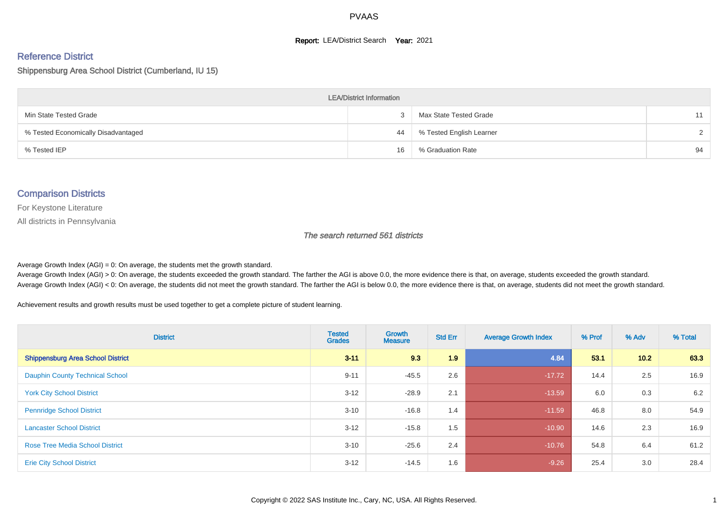# PVAAS

**Report:** LEA/District Search **Year:** 2021

## Reference District

Shippensburg Area School District (Cumberland, IU 15)

| LEA/District Information | | | |
|---|---|---|---|
| Min State Tested Grade | 3 | Max State Tested Grade | 11 |
| % Tested Economically Disadvantaged | 44 | % Tested English Learner | 2 |
| % Tested IEP | 16 | % Graduation Rate | 94 |

## Comparison Districts

For Keystone Literature

All districts in Pennsylvania

*The search returned 561 districts*

Average Growth Index (AGI) = 0: On average, the students met the growth standard.
Average Growth Index (AGI) > 0: On average, the students exceeded the growth standard. The farther the AGI is above 0.0, the more evidence there is that, on average, students exceeded the growth standard.
Average Growth Index (AGI) < 0: On average, the students did not meet the growth standard. The farther the AGI is below 0.0, the more evidence there is that, on average, students did not meet the growth standard.

Achievement results and growth results must be used together to get a complete picture of student learning.

| District | Tested Grades | Growth Measure | Std Err | Average Growth Index | % Prof | % Adv | % Total |
|---|---|---|---|---|---|---|---|
| **Shippensburg Area School District** | **3-11** | **9.3** | **1.9** | **4.84** | **53.1** | **10.2** | **63.3** |
| Dauphin County Technical School | 9-11 | -45.5 | 2.6 | -17.72 | 14.4 | 2.5 | 16.9 |
| York City School District | 3-12 | -28.9 | 2.1 | -13.59 | 6.0 | 0.3 | 6.2 |
| Pennridge School District | 3-10 | -16.8 | 1.4 | -11.59 | 46.8 | 8.0 | 54.9 |
| Lancaster School District | 3-12 | -15.8 | 1.5 | -10.90 | 14.6 | 2.3 | 16.9 |
| Rose Tree Media School District | 3-10 | -25.6 | 2.4 | -10.76 | 54.8 | 6.4 | 61.2 |
| Erie City School District | 3-12 | -14.5 | 1.6 | -9.26 | 25.4 | 3.0 | 28.4 |

Copyright © 2022 SAS Institute Inc., Cary, NC, USA. All Rights Reserved.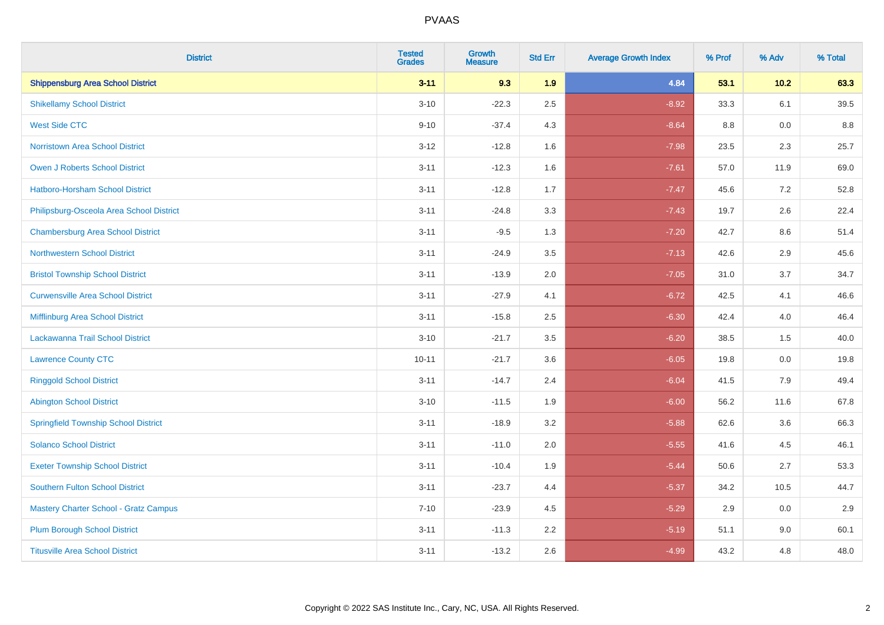| District | Tested Grades | Growth Measure | Std Err | Average Growth Index | % Prof | % Adv | % Total |
|---|---|---|---|---|---|---|---|
| **Shippensburg Area School District** | **3-11** | **9.3** | **1.9** | **4.84** | **53.1** | **10.2** | **63.3** |
| Shikellamy School District | 3-10 | -22.3 | 2.5 | -8.92 | 33.3 | 6.1 | 39.5 |
| West Side CTC | 9-10 | -37.4 | 4.3 | -8.64 | 8.8 | 0.0 | 8.8 |
| Norristown Area School District | 3-12 | -12.8 | 1.6 | -7.98 | 23.5 | 2.3 | 25.7 |
| Owen J Roberts School District | 3-11 | -12.3 | 1.6 | -7.61 | 57.0 | 11.9 | 69.0 |
| Hatboro-Horsham School District | 3-11 | -12.8 | 1.7 | -7.47 | 45.6 | 7.2 | 52.8 |
| Philipsburg-Osceola Area School District | 3-11 | -24.8 | 3.3 | -7.43 | 19.7 | 2.6 | 22.4 |
| Chambersburg Area School District | 3-11 | -9.5 | 1.3 | -7.20 | 42.7 | 8.6 | 51.4 |
| Northwestern School District | 3-11 | -24.9 | 3.5 | -7.13 | 42.6 | 2.9 | 45.6 |
| Bristol Township School District | 3-11 | -13.9 | 2.0 | -7.05 | 31.0 | 3.7 | 34.7 |
| Curwensville Area School District | 3-11 | -27.9 | 4.1 | -6.72 | 42.5 | 4.1 | 46.6 |
| Mifflinburg Area School District | 3-11 | -15.8 | 2.5 | -6.30 | 42.4 | 4.0 | 46.4 |
| Lackawanna Trail School District | 3-10 | -21.7 | 3.5 | -6.20 | 38.5 | 1.5 | 40.0 |
| Lawrence County CTC | 10-11 | -21.7 | 3.6 | -6.05 | 19.8 | 0.0 | 19.8 |
| Ringgold School District | 3-11 | -14.7 | 2.4 | -6.04 | 41.5 | 7.9 | 49.4 |
| Abington School District | 3-10 | -11.5 | 1.9 | -6.00 | 56.2 | 11.6 | 67.8 |
| Springfield Township School District | 3-11 | -18.9 | 3.2 | -5.88 | 62.6 | 3.6 | 66.3 |
| Solanco School District | 3-11 | -11.0 | 2.0 | -5.55 | 41.6 | 4.5 | 46.1 |
| Exeter Township School District | 3-11 | -10.4 | 1.9 | -5.44 | 50.6 | 2.7 | 53.3 |
| Southern Fulton School District | 3-11 | -23.7 | 4.4 | -5.37 | 34.2 | 10.5 | 44.7 |
| Mastery Charter School - Gratz Campus | 7-10 | -23.9 | 4.5 | -5.29 | 2.9 | 0.0 | 2.9 |
| Plum Borough School District | 3-11 | -11.3 | 2.2 | -5.19 | 51.1 | 9.0 | 60.1 |
| Titusville Area School District | 3-11 | -13.2 | 2.6 | -4.99 | 43.2 | 4.8 | 48.0 |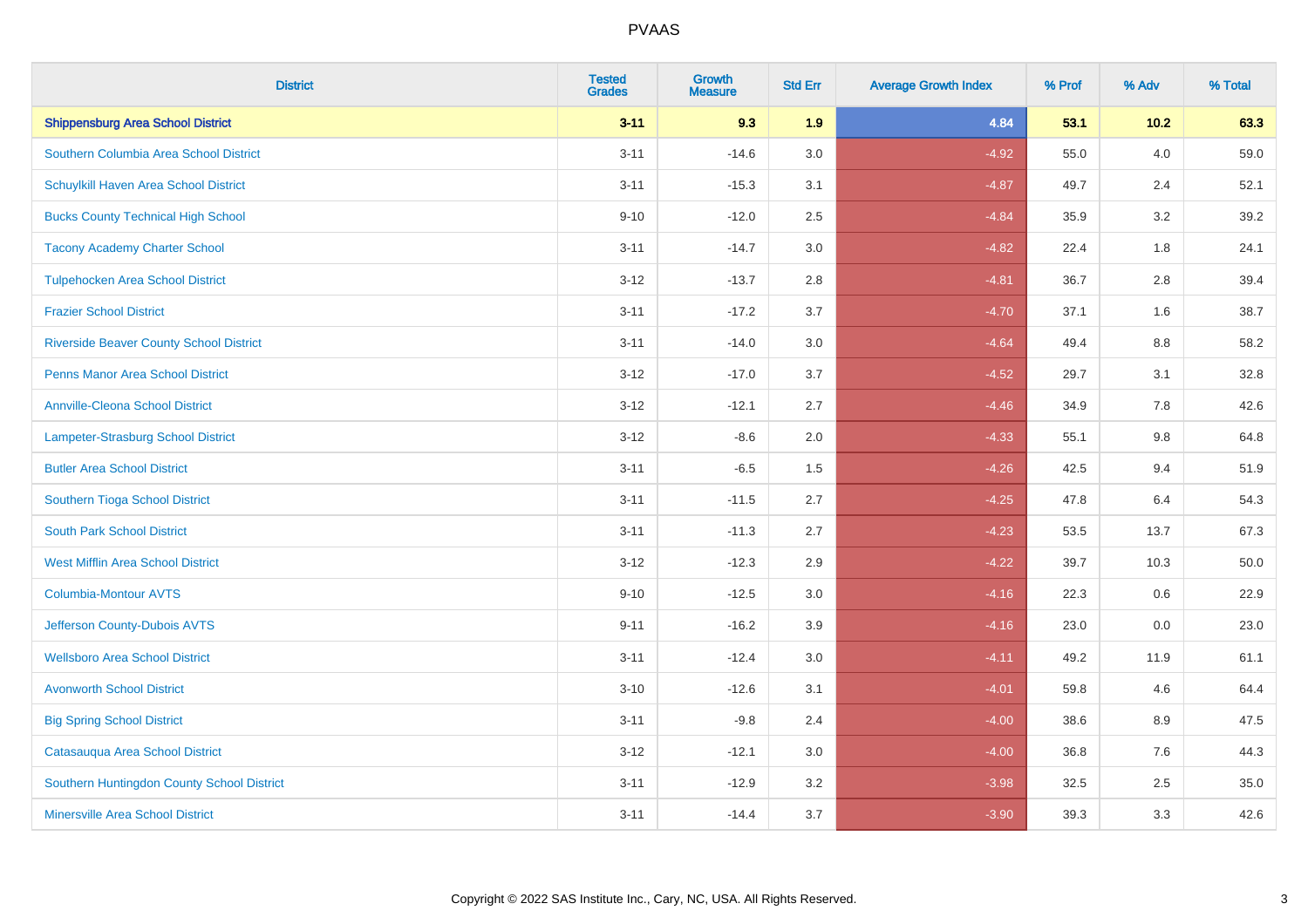# PVAAS

| District | Tested Grades | Growth Measure | Std Err | Average Growth Index | % Prof | % Adv | % Total |
|---|---|---|---|---|---|---|---|
| **Shippensburg Area School District** | **3-11** | **9.3** | **1.9** | **4.84** | **53.1** | **10.2** | **63.3** |
| Southern Columbia Area School District | 3-11 | -14.6 | 3.0 | -4.92 | 55.0 | 4.0 | 59.0 |
| Schuylkill Haven Area School District | 3-11 | -15.3 | 3.1 | -4.87 | 49.7 | 2.4 | 52.1 |
| Bucks County Technical High School | 9-10 | -12.0 | 2.5 | -4.84 | 35.9 | 3.2 | 39.2 |
| Tacony Academy Charter School | 3-11 | -14.7 | 3.0 | -4.82 | 22.4 | 1.8 | 24.1 |
| Tulpehocken Area School District | 3-12 | -13.7 | 2.8 | -4.81 | 36.7 | 2.8 | 39.4 |
| Frazier School District | 3-11 | -17.2 | 3.7 | -4.70 | 37.1 | 1.6 | 38.7 |
| Riverside Beaver County School District | 3-11 | -14.0 | 3.0 | -4.64 | 49.4 | 8.8 | 58.2 |
| Penns Manor Area School District | 3-12 | -17.0 | 3.7 | -4.52 | 29.7 | 3.1 | 32.8 |
| Annville-Cleona School District | 3-12 | -12.1 | 2.7 | -4.46 | 34.9 | 7.8 | 42.6 |
| Lampeter-Strasburg School District | 3-12 | -8.6 | 2.0 | -4.33 | 55.1 | 9.8 | 64.8 |
| Butler Area School District | 3-11 | -6.5 | 1.5 | -4.26 | 42.5 | 9.4 | 51.9 |
| Southern Tioga School District | 3-11 | -11.5 | 2.7 | -4.25 | 47.8 | 6.4 | 54.3 |
| South Park School District | 3-11 | -11.3 | 2.7 | -4.23 | 53.5 | 13.7 | 67.3 |
| West Mifflin Area School District | 3-12 | -12.3 | 2.9 | -4.22 | 39.7 | 10.3 | 50.0 |
| Columbia-Montour AVTS | 9-10 | -12.5 | 3.0 | -4.16 | 22.3 | 0.6 | 22.9 |
| Jefferson County-Dubois AVTS | 9-11 | -16.2 | 3.9 | -4.16 | 23.0 | 0.0 | 23.0 |
| Wellsboro Area School District | 3-11 | -12.4 | 3.0 | -4.11 | 49.2 | 11.9 | 61.1 |
| Avonworth School District | 3-10 | -12.6 | 3.1 | -4.01 | 59.8 | 4.6 | 64.4 |
| Big Spring School District | 3-11 | -9.8 | 2.4 | -4.00 | 38.6 | 8.9 | 47.5 |
| Catasauqua Area School District | 3-12 | -12.1 | 3.0 | -4.00 | 36.8 | 7.6 | 44.3 |
| Southern Huntingdon County School District | 3-11 | -12.9 | 3.2 | -3.98 | 32.5 | 2.5 | 35.0 |
| Minersville Area School District | 3-11 | -14.4 | 3.7 | -3.90 | 39.3 | 3.3 | 42.6 |

Copyright © 2022 SAS Institute Inc., Cary, NC, USA. All Rights Reserved.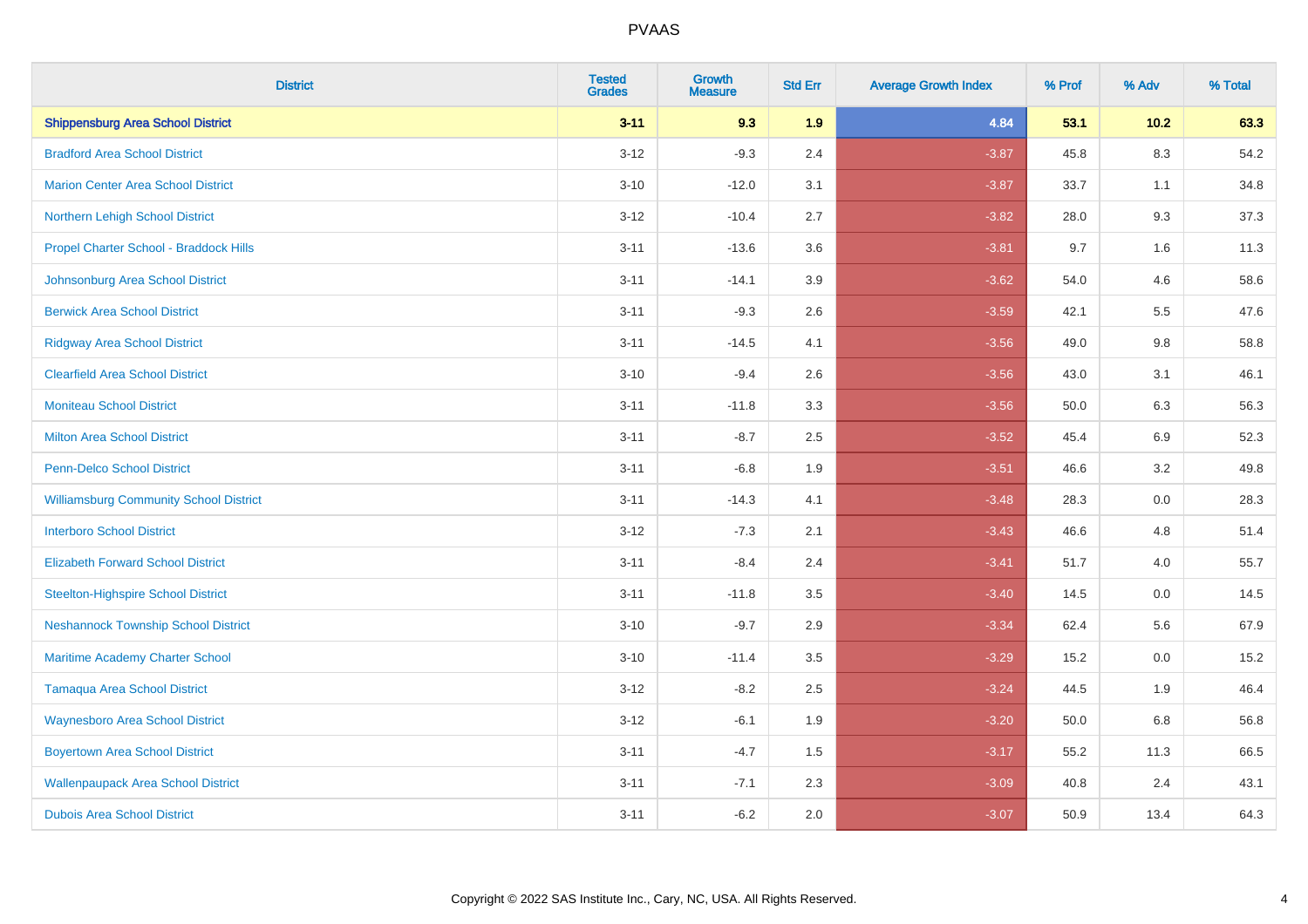# PVAAS

| District | Tested Grades | Growth Measure | Std Err | Average Growth Index | % Prof | % Adv | % Total |
|---|---|---|---|---|---|---|---|
| **Shippensburg Area School District** | **3-11** | **9.3** | **1.9** | **4.84** | **53.1** | **10.2** | **63.3** |
| Bradford Area School District | 3-12 | -9.3 | 2.4 | -3.87 | 45.8 | 8.3 | 54.2 |
| Marion Center Area School District | 3-10 | -12.0 | 3.1 | -3.87 | 33.7 | 1.1 | 34.8 |
| Northern Lehigh School District | 3-12 | -10.4 | 2.7 | -3.82 | 28.0 | 9.3 | 37.3 |
| Propel Charter School - Braddock Hills | 3-11 | -13.6 | 3.6 | -3.81 | 9.7 | 1.6 | 11.3 |
| Johnsonburg Area School District | 3-11 | -14.1 | 3.9 | -3.62 | 54.0 | 4.6 | 58.6 |
| Berwick Area School District | 3-11 | -9.3 | 2.6 | -3.59 | 42.1 | 5.5 | 47.6 |
| Ridgway Area School District | 3-11 | -14.5 | 4.1 | -3.56 | 49.0 | 9.8 | 58.8 |
| Clearfield Area School District | 3-10 | -9.4 | 2.6 | -3.56 | 43.0 | 3.1 | 46.1 |
| Moniteau School District | 3-11 | -11.8 | 3.3 | -3.56 | 50.0 | 6.3 | 56.3 |
| Milton Area School District | 3-11 | -8.7 | 2.5 | -3.52 | 45.4 | 6.9 | 52.3 |
| Penn-Delco School District | 3-11 | -6.8 | 1.9 | -3.51 | 46.6 | 3.2 | 49.8 |
| Williamsburg Community School District | 3-11 | -14.3 | 4.1 | -3.48 | 28.3 | 0.0 | 28.3 |
| Interboro School District | 3-12 | -7.3 | 2.1 | -3.43 | 46.6 | 4.8 | 51.4 |
| Elizabeth Forward School District | 3-11 | -8.4 | 2.4 | -3.41 | 51.7 | 4.0 | 55.7 |
| Steelton-Highspire School District | 3-11 | -11.8 | 3.5 | -3.40 | 14.5 | 0.0 | 14.5 |
| Neshannock Township School District | 3-10 | -9.7 | 2.9 | -3.34 | 62.4 | 5.6 | 67.9 |
| Maritime Academy Charter School | 3-10 | -11.4 | 3.5 | -3.29 | 15.2 | 0.0 | 15.2 |
| Tamaqua Area School District | 3-12 | -8.2 | 2.5 | -3.24 | 44.5 | 1.9 | 46.4 |
| Waynesboro Area School District | 3-12 | -6.1 | 1.9 | -3.20 | 50.0 | 6.8 | 56.8 |
| Boyertown Area School District | 3-11 | -4.7 | 1.5 | -3.17 | 55.2 | 11.3 | 66.5 |
| Wallenpaupack Area School District | 3-11 | -7.1 | 2.3 | -3.09 | 40.8 | 2.4 | 43.1 |
| Dubois Area School District | 3-11 | -6.2 | 2.0 | -3.07 | 50.9 | 13.4 | 64.3 |

Copyright © 2022 SAS Institute Inc., Cary, NC, USA. All Rights Reserved.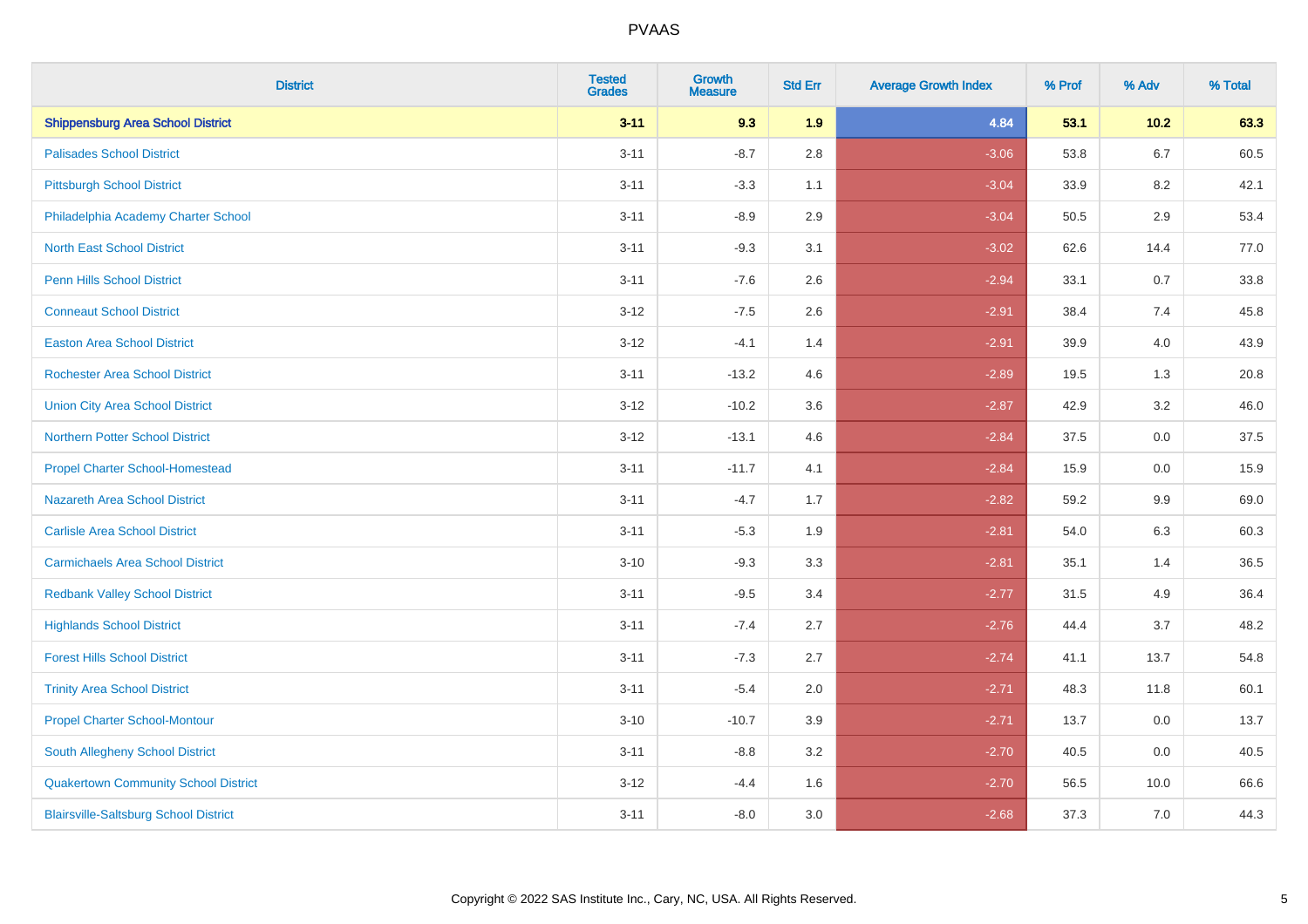# PVAAS

| District | Tested Grades | Growth Measure | Std Err | Average Growth Index | % Prof | % Adv | % Total |
|---|---|---|---|---|---|---|---|
| **Shippensburg Area School District** | **3-11** | **9.3** | **1.9** | **4.84** | **53.1** | **10.2** | **63.3** |
| Palisades School District | 3-11 | -8.7 | 2.8 | -3.06 | 53.8 | 6.7 | 60.5 |
| Pittsburgh School District | 3-11 | -3.3 | 1.1 | -3.04 | 33.9 | 8.2 | 42.1 |
| Philadelphia Academy Charter School | 3-11 | -8.9 | 2.9 | -3.04 | 50.5 | 2.9 | 53.4 |
| North East School District | 3-11 | -9.3 | 3.1 | -3.02 | 62.6 | 14.4 | 77.0 |
| Penn Hills School District | 3-11 | -7.6 | 2.6 | -2.94 | 33.1 | 0.7 | 33.8 |
| Conneaut School District | 3-12 | -7.5 | 2.6 | -2.91 | 38.4 | 7.4 | 45.8 |
| Easton Area School District | 3-12 | -4.1 | 1.4 | -2.91 | 39.9 | 4.0 | 43.9 |
| Rochester Area School District | 3-11 | -13.2 | 4.6 | -2.89 | 19.5 | 1.3 | 20.8 |
| Union City Area School District | 3-12 | -10.2 | 3.6 | -2.87 | 42.9 | 3.2 | 46.0 |
| Northern Potter School District | 3-12 | -13.1 | 4.6 | -2.84 | 37.5 | 0.0 | 37.5 |
| Propel Charter School-Homestead | 3-11 | -11.7 | 4.1 | -2.84 | 15.9 | 0.0 | 15.9 |
| Nazareth Area School District | 3-11 | -4.7 | 1.7 | -2.82 | 59.2 | 9.9 | 69.0 |
| Carlisle Area School District | 3-11 | -5.3 | 1.9 | -2.81 | 54.0 | 6.3 | 60.3 |
| Carmichaels Area School District | 3-10 | -9.3 | 3.3 | -2.81 | 35.1 | 1.4 | 36.5 |
| Redbank Valley School District | 3-11 | -9.5 | 3.4 | -2.77 | 31.5 | 4.9 | 36.4 |
| Highlands School District | 3-11 | -7.4 | 2.7 | -2.76 | 44.4 | 3.7 | 48.2 |
| Forest Hills School District | 3-11 | -7.3 | 2.7 | -2.74 | 41.1 | 13.7 | 54.8 |
| Trinity Area School District | 3-11 | -5.4 | 2.0 | -2.71 | 48.3 | 11.8 | 60.1 |
| Propel Charter School-Montour | 3-10 | -10.7 | 3.9 | -2.71 | 13.7 | 0.0 | 13.7 |
| South Allegheny School District | 3-11 | -8.8 | 3.2 | -2.70 | 40.5 | 0.0 | 40.5 |
| Quakertown Community School District | 3-12 | -4.4 | 1.6 | -2.70 | 56.5 | 10.0 | 66.6 |
| Blairsville-Saltsburg School District | 3-11 | -8.0 | 3.0 | -2.68 | 37.3 | 7.0 | 44.3 |

Copyright © 2022 SAS Institute Inc., Cary, NC, USA. All Rights Reserved.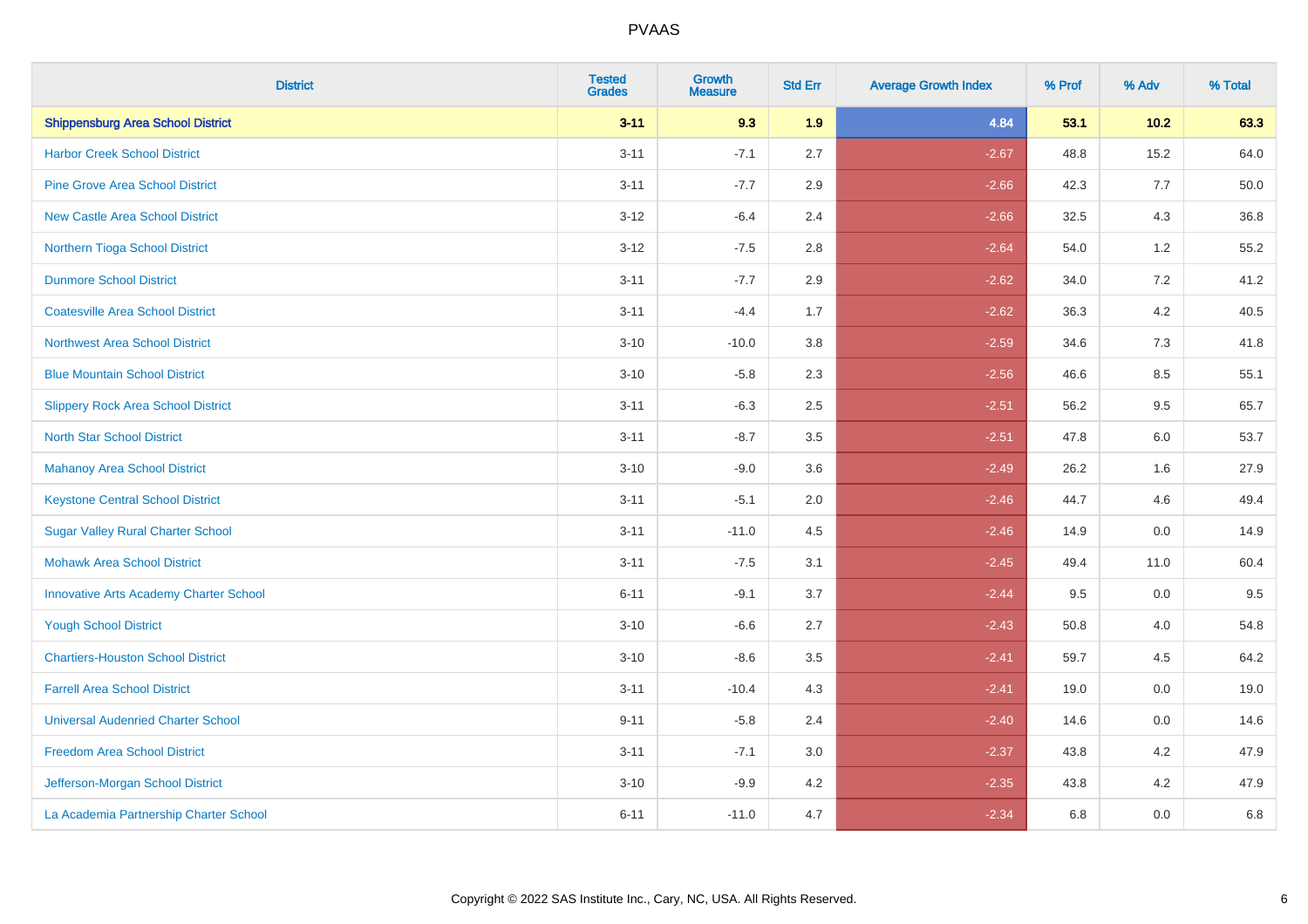| District | Tested Grades | Growth Measure | Std Err | Average Growth Index | % Prof | % Adv | % Total |
|---|---|---|---|---|---|---|---|
| **Shippensburg Area School District** | **3-11** | **9.3** | **1.9** | **4.84** | **53.1** | **10.2** | **63.3** |
| Harbor Creek School District | 3-11 | -7.1 | 2.7 | -2.67 | 48.8 | 15.2 | 64.0 |
| Pine Grove Area School District | 3-11 | -7.7 | 2.9 | -2.66 | 42.3 | 7.7 | 50.0 |
| New Castle Area School District | 3-12 | -6.4 | 2.4 | -2.66 | 32.5 | 4.3 | 36.8 |
| Northern Tioga School District | 3-12 | -7.5 | 2.8 | -2.64 | 54.0 | 1.2 | 55.2 |
| Dunmore School District | 3-11 | -7.7 | 2.9 | -2.62 | 34.0 | 7.2 | 41.2 |
| Coatesville Area School District | 3-11 | -4.4 | 1.7 | -2.62 | 36.3 | 4.2 | 40.5 |
| Northwest Area School District | 3-10 | -10.0 | 3.8 | -2.59 | 34.6 | 7.3 | 41.8 |
| Blue Mountain School District | 3-10 | -5.8 | 2.3 | -2.56 | 46.6 | 8.5 | 55.1 |
| Slippery Rock Area School District | 3-11 | -6.3 | 2.5 | -2.51 | 56.2 | 9.5 | 65.7 |
| North Star School District | 3-11 | -8.7 | 3.5 | -2.51 | 47.8 | 6.0 | 53.7 |
| Mahanoy Area School District | 3-10 | -9.0 | 3.6 | -2.49 | 26.2 | 1.6 | 27.9 |
| Keystone Central School District | 3-11 | -5.1 | 2.0 | -2.46 | 44.7 | 4.6 | 49.4 |
| Sugar Valley Rural Charter School | 3-11 | -11.0 | 4.5 | -2.46 | 14.9 | 0.0 | 14.9 |
| Mohawk Area School District | 3-11 | -7.5 | 3.1 | -2.45 | 49.4 | 11.0 | 60.4 |
| Innovative Arts Academy Charter School | 6-11 | -9.1 | 3.7 | -2.44 | 9.5 | 0.0 | 9.5 |
| Yough School District | 3-10 | -6.6 | 2.7 | -2.43 | 50.8 | 4.0 | 54.8 |
| Chartiers-Houston School District | 3-10 | -8.6 | 3.5 | -2.41 | 59.7 | 4.5 | 64.2 |
| Farrell Area School District | 3-11 | -10.4 | 4.3 | -2.41 | 19.0 | 0.0 | 19.0 |
| Universal Audenried Charter School | 9-11 | -5.8 | 2.4 | -2.40 | 14.6 | 0.0 | 14.6 |
| Freedom Area School District | 3-11 | -7.1 | 3.0 | -2.37 | 43.8 | 4.2 | 47.9 |
| Jefferson-Morgan School District | 3-10 | -9.9 | 4.2 | -2.35 | 43.8 | 4.2 | 47.9 |
| La Academia Partnership Charter School | 6-11 | -11.0 | 4.7 | -2.34 | 6.8 | 0.0 | 6.8 |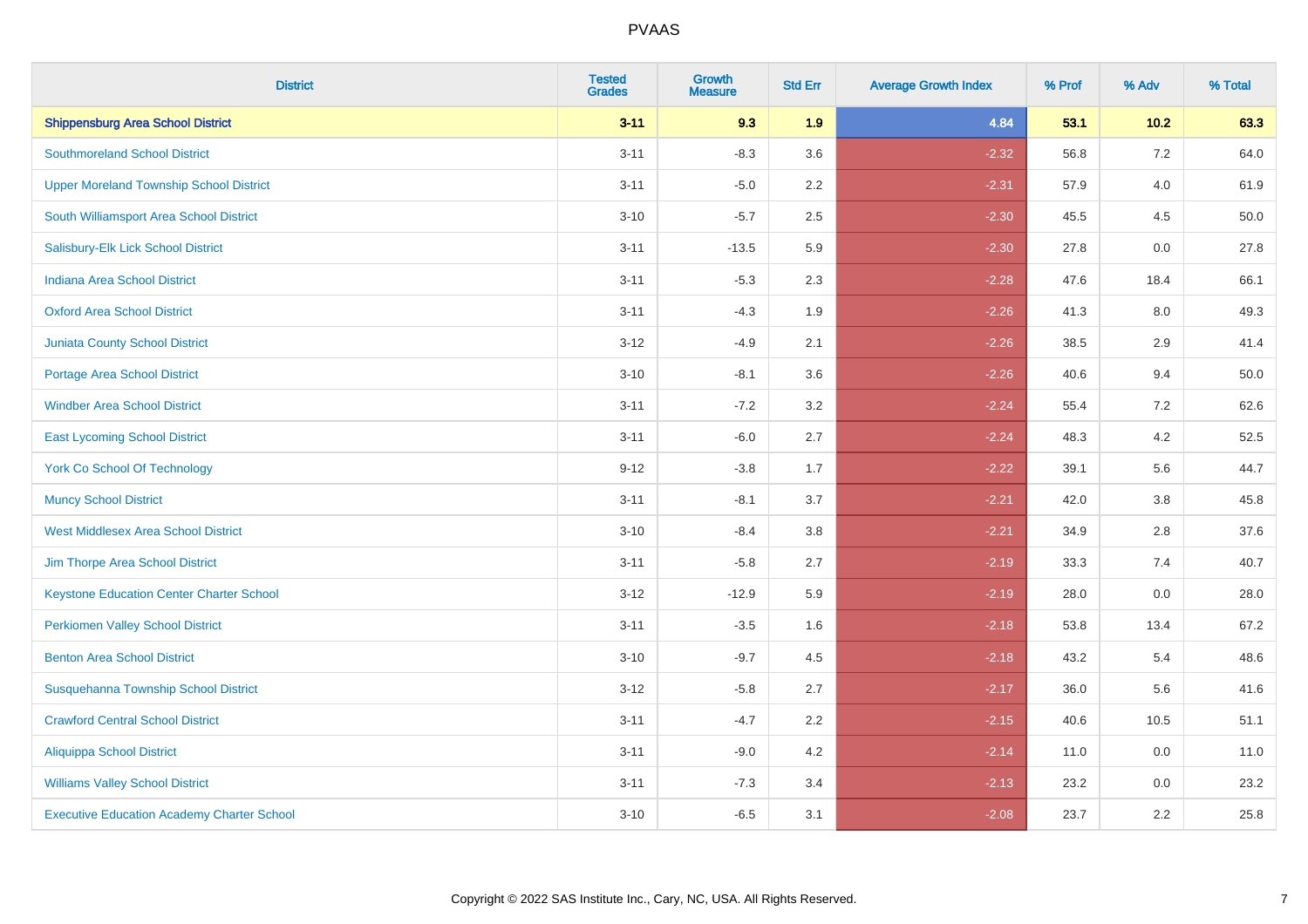# PVAAS

| District | Tested Grades | Growth Measure | Std Err | Average Growth Index | % Prof | % Adv | % Total |
|---|---|---|---|---|---|---|---|
| **Shippensburg Area School District** | **3-11** | **9.3** | **1.9** | **4.84** | **53.1** | **10.2** | **63.3** |
| Southmoreland School District | 3-11 | -8.3 | 3.6 | -2.32 | 56.8 | 7.2 | 64.0 |
| Upper Moreland Township School District | 3-11 | -5.0 | 2.2 | -2.31 | 57.9 | 4.0 | 61.9 |
| South Williamsport Area School District | 3-10 | -5.7 | 2.5 | -2.30 | 45.5 | 4.5 | 50.0 |
| Salisbury-Elk Lick School District | 3-11 | -13.5 | 5.9 | -2.30 | 27.8 | 0.0 | 27.8 |
| Indiana Area School District | 3-11 | -5.3 | 2.3 | -2.28 | 47.6 | 18.4 | 66.1 |
| Oxford Area School District | 3-11 | -4.3 | 1.9 | -2.26 | 41.3 | 8.0 | 49.3 |
| Juniata County School District | 3-12 | -4.9 | 2.1 | -2.26 | 38.5 | 2.9 | 41.4 |
| Portage Area School District | 3-10 | -8.1 | 3.6 | -2.26 | 40.6 | 9.4 | 50.0 |
| Windber Area School District | 3-11 | -7.2 | 3.2 | -2.24 | 55.4 | 7.2 | 62.6 |
| East Lycoming School District | 3-11 | -6.0 | 2.7 | -2.24 | 48.3 | 4.2 | 52.5 |
| York Co School Of Technology | 9-12 | -3.8 | 1.7 | -2.22 | 39.1 | 5.6 | 44.7 |
| Muncy School District | 3-11 | -8.1 | 3.7 | -2.21 | 42.0 | 3.8 | 45.8 |
| West Middlesex Area School District | 3-10 | -8.4 | 3.8 | -2.21 | 34.9 | 2.8 | 37.6 |
| Jim Thorpe Area School District | 3-11 | -5.8 | 2.7 | -2.19 | 33.3 | 7.4 | 40.7 |
| Keystone Education Center Charter School | 3-12 | -12.9 | 5.9 | -2.19 | 28.0 | 0.0 | 28.0 |
| Perkiomen Valley School District | 3-11 | -3.5 | 1.6 | -2.18 | 53.8 | 13.4 | 67.2 |
| Benton Area School District | 3-10 | -9.7 | 4.5 | -2.18 | 43.2 | 5.4 | 48.6 |
| Susquehanna Township School District | 3-12 | -5.8 | 2.7 | -2.17 | 36.0 | 5.6 | 41.6 |
| Crawford Central School District | 3-11 | -4.7 | 2.2 | -2.15 | 40.6 | 10.5 | 51.1 |
| Aliquippa School District | 3-11 | -9.0 | 4.2 | -2.14 | 11.0 | 0.0 | 11.0 |
| Williams Valley School District | 3-11 | -7.3 | 3.4 | -2.13 | 23.2 | 0.0 | 23.2 |
| Executive Education Academy Charter School | 3-10 | -6.5 | 3.1 | -2.08 | 23.7 | 2.2 | 25.8 |

Copyright © 2022 SAS Institute Inc., Cary, NC, USA. All Rights Reserved.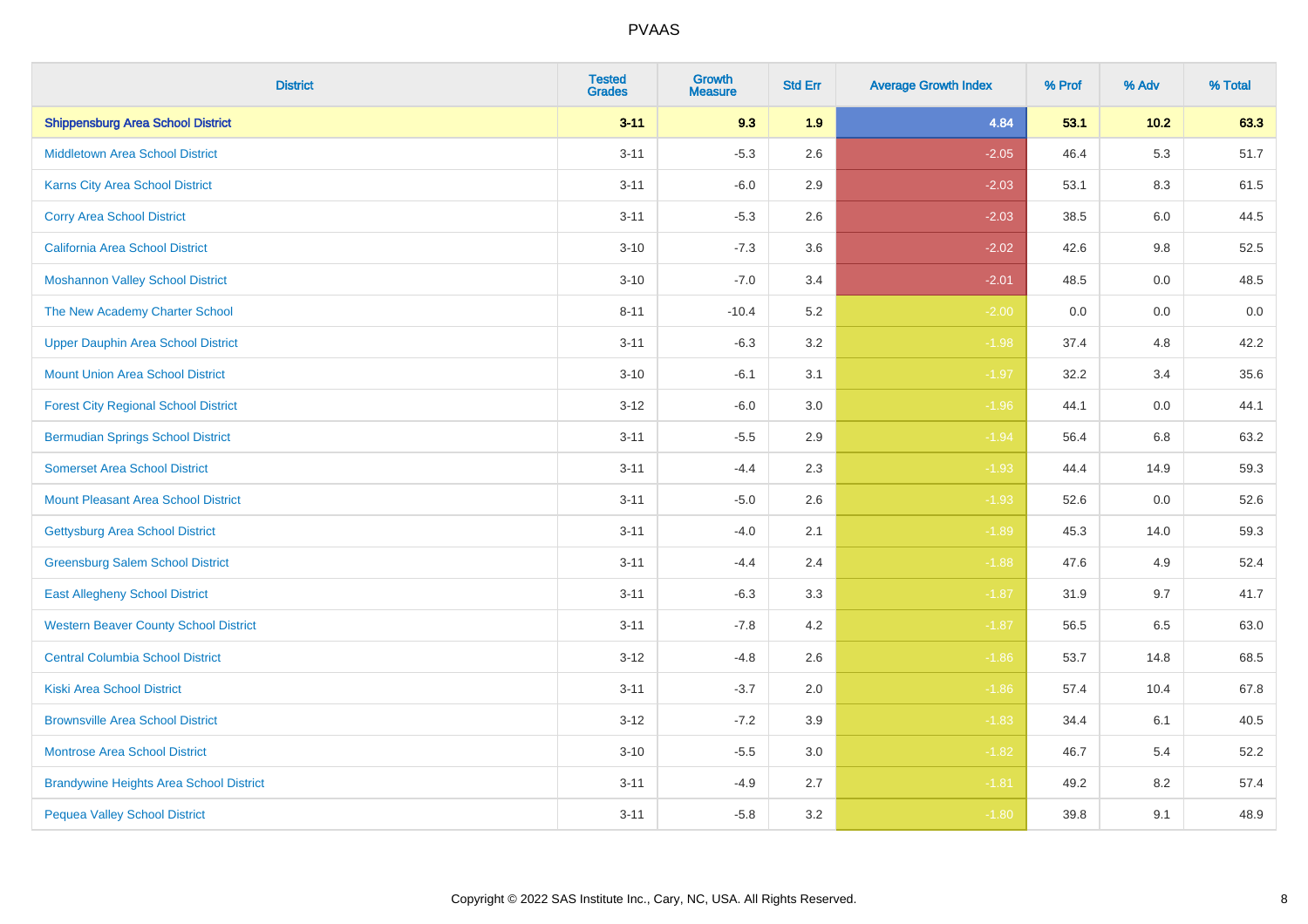# PVAAS

| District | Tested Grades | Growth Measure | Std Err | Average Growth Index | % Prof | % Adv | % Total |
|---|---|---|---|---|---|---|---|
| **Shippensburg Area School District** | **3-11** | **9.3** | **1.9** | **4.84** | **53.1** | **10.2** | **63.3** |
| Middletown Area School District | 3-11 | -5.3 | 2.6 | -2.05 | 46.4 | 5.3 | 51.7 |
| Karns City Area School District | 3-11 | -6.0 | 2.9 | -2.03 | 53.1 | 8.3 | 61.5 |
| Corry Area School District | 3-11 | -5.3 | 2.6 | -2.03 | 38.5 | 6.0 | 44.5 |
| California Area School District | 3-10 | -7.3 | 3.6 | -2.02 | 42.6 | 9.8 | 52.5 |
| Moshannon Valley School District | 3-10 | -7.0 | 3.4 | -2.01 | 48.5 | 0.0 | 48.5 |
| The New Academy Charter School | 8-11 | -10.4 | 5.2 | -2.00 | 0.0 | 0.0 | 0.0 |
| Upper Dauphin Area School District | 3-11 | -6.3 | 3.2 | -1.98 | 37.4 | 4.8 | 42.2 |
| Mount Union Area School District | 3-10 | -6.1 | 3.1 | -1.97 | 32.2 | 3.4 | 35.6 |
| Forest City Regional School District | 3-12 | -6.0 | 3.0 | -1.96 | 44.1 | 0.0 | 44.1 |
| Bermudian Springs School District | 3-11 | -5.5 | 2.9 | -1.94 | 56.4 | 6.8 | 63.2 |
| Somerset Area School District | 3-11 | -4.4 | 2.3 | -1.93 | 44.4 | 14.9 | 59.3 |
| Mount Pleasant Area School District | 3-11 | -5.0 | 2.6 | -1.93 | 52.6 | 0.0 | 52.6 |
| Gettysburg Area School District | 3-11 | -4.0 | 2.1 | -1.89 | 45.3 | 14.0 | 59.3 |
| Greensburg Salem School District | 3-11 | -4.4 | 2.4 | -1.88 | 47.6 | 4.9 | 52.4 |
| East Allegheny School District | 3-11 | -6.3 | 3.3 | -1.87 | 31.9 | 9.7 | 41.7 |
| Western Beaver County School District | 3-11 | -7.8 | 4.2 | -1.87 | 56.5 | 6.5 | 63.0 |
| Central Columbia School District | 3-12 | -4.8 | 2.6 | -1.86 | 53.7 | 14.8 | 68.5 |
| Kiski Area School District | 3-11 | -3.7 | 2.0 | -1.86 | 57.4 | 10.4 | 67.8 |
| Brownsville Area School District | 3-12 | -7.2 | 3.9 | -1.83 | 34.4 | 6.1 | 40.5 |
| Montrose Area School District | 3-10 | -5.5 | 3.0 | -1.82 | 46.7 | 5.4 | 52.2 |
| Brandywine Heights Area School District | 3-11 | -4.9 | 2.7 | -1.81 | 49.2 | 8.2 | 57.4 |
| Pequea Valley School District | 3-11 | -5.8 | 3.2 | -1.80 | 39.8 | 9.1 | 48.9 |

Copyright © 2022 SAS Institute Inc., Cary, NC, USA. All Rights Reserved.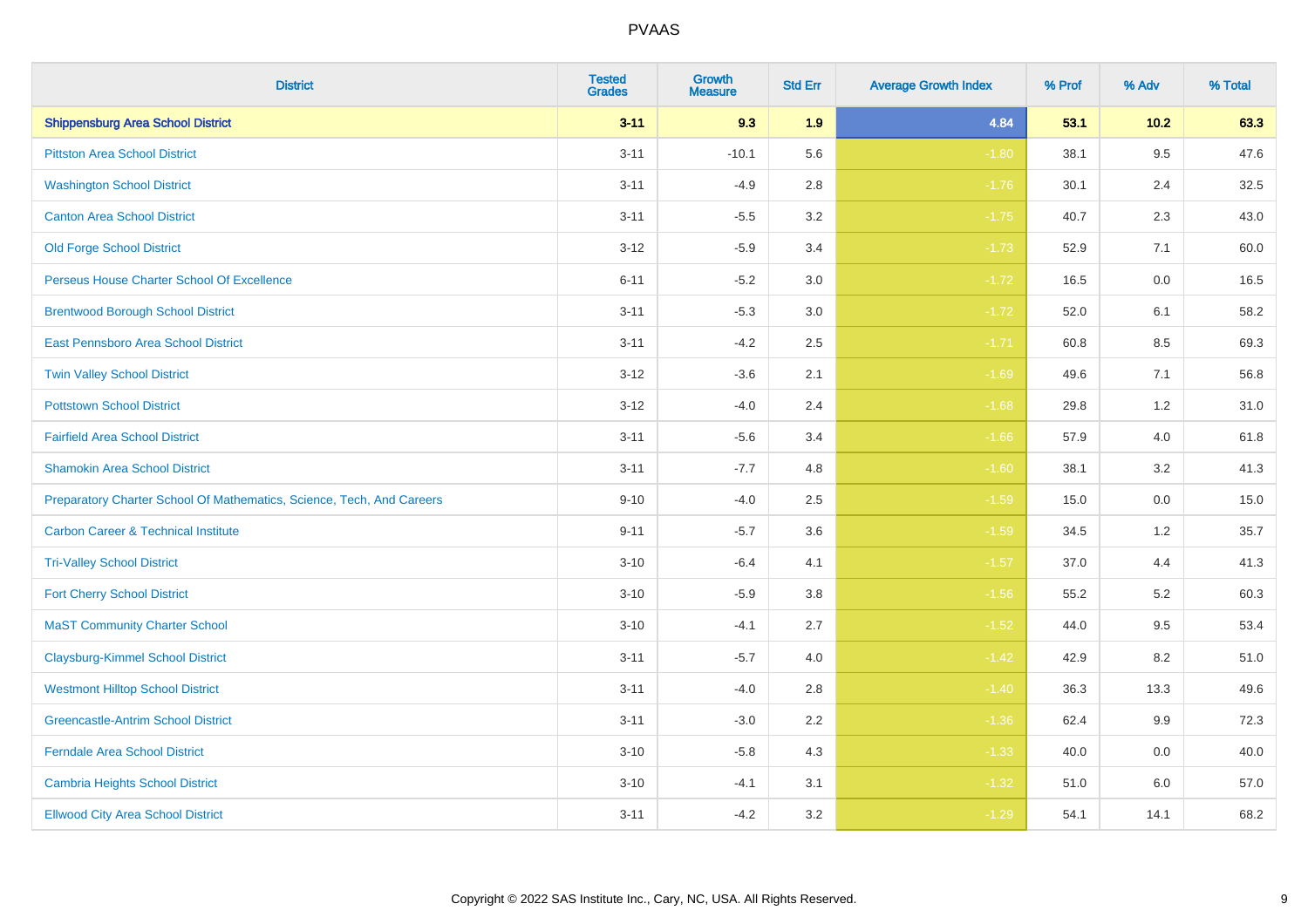| District | Tested Grades | Growth Measure | Std Err | Average Growth Index | % Prof | % Adv | % Total |
|---|---|---|---|---|---|---|---|
| **Shippensburg Area School District** | **3-11** | **9.3** | **1.9** | **4.84** | **53.1** | **10.2** | **63.3** |
| Pittston Area School District | 3-11 | -10.1 | 5.6 | -1.80 | 38.1 | 9.5 | 47.6 |
| Washington School District | 3-11 | -4.9 | 2.8 | -1.76 | 30.1 | 2.4 | 32.5 |
| Canton Area School District | 3-11 | -5.5 | 3.2 | -1.75 | 40.7 | 2.3 | 43.0 |
| Old Forge School District | 3-12 | -5.9 | 3.4 | -1.73 | 52.9 | 7.1 | 60.0 |
| Perseus House Charter School Of Excellence | 6-11 | -5.2 | 3.0 | -1.72 | 16.5 | 0.0 | 16.5 |
| Brentwood Borough School District | 3-11 | -5.3 | 3.0 | -1.72 | 52.0 | 6.1 | 58.2 |
| East Pennsboro Area School District | 3-11 | -4.2 | 2.5 | -1.71 | 60.8 | 8.5 | 69.3 |
| Twin Valley School District | 3-12 | -3.6 | 2.1 | -1.69 | 49.6 | 7.1 | 56.8 |
| Pottstown School District | 3-12 | -4.0 | 2.4 | -1.68 | 29.8 | 1.2 | 31.0 |
| Fairfield Area School District | 3-11 | -5.6 | 3.4 | -1.66 | 57.9 | 4.0 | 61.8 |
| Shamokin Area School District | 3-11 | -7.7 | 4.8 | -1.60 | 38.1 | 3.2 | 41.3 |
| Preparatory Charter School Of Mathematics, Science, Tech, And Careers | 9-10 | -4.0 | 2.5 | -1.59 | 15.0 | 0.0 | 15.0 |
| Carbon Career & Technical Institute | 9-11 | -5.7 | 3.6 | -1.59 | 34.5 | 1.2 | 35.7 |
| Tri-Valley School District | 3-10 | -6.4 | 4.1 | -1.57 | 37.0 | 4.4 | 41.3 |
| Fort Cherry School District | 3-10 | -5.9 | 3.8 | -1.56 | 55.2 | 5.2 | 60.3 |
| MaST Community Charter School | 3-10 | -4.1 | 2.7 | -1.52 | 44.0 | 9.5 | 53.4 |
| Claysburg-Kimmel School District | 3-11 | -5.7 | 4.0 | -1.42 | 42.9 | 8.2 | 51.0 |
| Westmont Hilltop School District | 3-11 | -4.0 | 2.8 | -1.40 | 36.3 | 13.3 | 49.6 |
| Greencastle-Antrim School District | 3-11 | -3.0 | 2.2 | -1.36 | 62.4 | 9.9 | 72.3 |
| Ferndale Area School District | 3-10 | -5.8 | 4.3 | -1.33 | 40.0 | 0.0 | 40.0 |
| Cambria Heights School District | 3-10 | -4.1 | 3.1 | -1.32 | 51.0 | 6.0 | 57.0 |
| Ellwood City Area School District | 3-11 | -4.2 | 3.2 | -1.29 | 54.1 | 14.1 | 68.2 |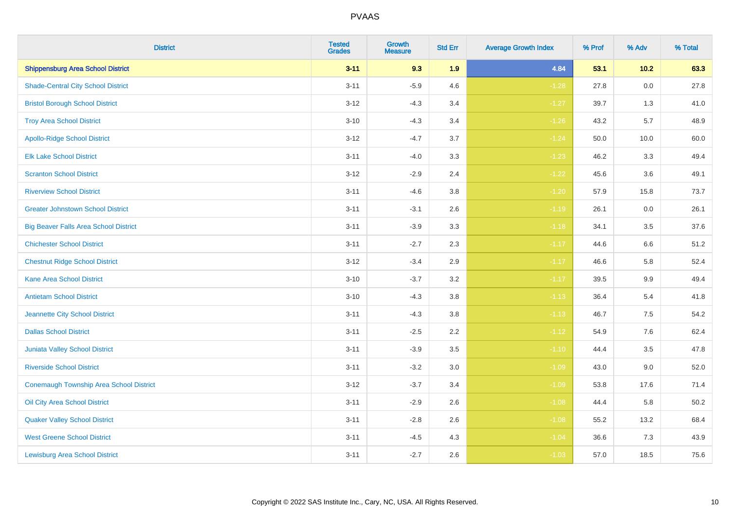| District | Tested Grades | Growth Measure | Std Err | Average Growth Index | % Prof | % Adv | % Total |
|---|---|---|---|---|---|---|---|
| **Shippensburg Area School District** | **3-11** | **9.3** | **1.9** | **4.84** | **53.1** | **10.2** | **63.3** |
| Shade-Central City School District | 3-11 | -5.9 | 4.6 | -1.28 | 27.8 | 0.0 | 27.8 |
| Bristol Borough School District | 3-12 | -4.3 | 3.4 | -1.27 | 39.7 | 1.3 | 41.0 |
| Troy Area School District | 3-10 | -4.3 | 3.4 | -1.26 | 43.2 | 5.7 | 48.9 |
| Apollo-Ridge School District | 3-12 | -4.7 | 3.7 | -1.24 | 50.0 | 10.0 | 60.0 |
| Elk Lake School District | 3-11 | -4.0 | 3.3 | -1.23 | 46.2 | 3.3 | 49.4 |
| Scranton School District | 3-12 | -2.9 | 2.4 | -1.22 | 45.6 | 3.6 | 49.1 |
| Riverview School District | 3-11 | -4.6 | 3.8 | -1.20 | 57.9 | 15.8 | 73.7 |
| Greater Johnstown School District | 3-11 | -3.1 | 2.6 | -1.19 | 26.1 | 0.0 | 26.1 |
| Big Beaver Falls Area School District | 3-11 | -3.9 | 3.3 | -1.18 | 34.1 | 3.5 | 37.6 |
| Chichester School District | 3-11 | -2.7 | 2.3 | -1.17 | 44.6 | 6.6 | 51.2 |
| Chestnut Ridge School District | 3-12 | -3.4 | 2.9 | -1.17 | 46.6 | 5.8 | 52.4 |
| Kane Area School District | 3-10 | -3.7 | 3.2 | -1.17 | 39.5 | 9.9 | 49.4 |
| Antietam School District | 3-10 | -4.3 | 3.8 | -1.13 | 36.4 | 5.4 | 41.8 |
| Jeannette City School District | 3-11 | -4.3 | 3.8 | -1.13 | 46.7 | 7.5 | 54.2 |
| Dallas School District | 3-11 | -2.5 | 2.2 | -1.12 | 54.9 | 7.6 | 62.4 |
| Juniata Valley School District | 3-11 | -3.9 | 3.5 | -1.10 | 44.4 | 3.5 | 47.8 |
| Riverside School District | 3-11 | -3.2 | 3.0 | -1.09 | 43.0 | 9.0 | 52.0 |
| Conemaugh Township Area School District | 3-12 | -3.7 | 3.4 | -1.09 | 53.8 | 17.6 | 71.4 |
| Oil City Area School District | 3-11 | -2.9 | 2.6 | -1.08 | 44.4 | 5.8 | 50.2 |
| Quaker Valley School District | 3-11 | -2.8 | 2.6 | -1.08 | 55.2 | 13.2 | 68.4 |
| West Greene School District | 3-11 | -4.5 | 4.3 | -1.04 | 36.6 | 7.3 | 43.9 |
| Lewisburg Area School District | 3-11 | -2.7 | 2.6 | -1.03 | 57.0 | 18.5 | 75.6 |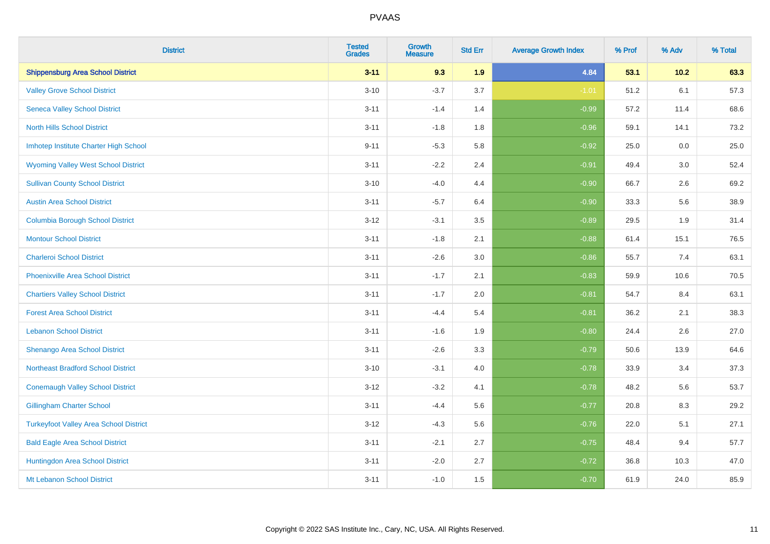| District | Tested Grades | Growth Measure | Std Err | Average Growth Index | % Prof | % Adv | % Total |
|---|---|---|---|---|---|---|---|
| **Shippensburg Area School District** | **3-11** | **9.3** | **1.9** | **4.84** | **53.1** | **10.2** | **63.3** |
| Valley Grove School District | 3-10 | -3.7 | 3.7 | -1.01 | 51.2 | 6.1 | 57.3 |
| Seneca Valley School District | 3-11 | -1.4 | 1.4 | -0.99 | 57.2 | 11.4 | 68.6 |
| North Hills School District | 3-11 | -1.8 | 1.8 | -0.96 | 59.1 | 14.1 | 73.2 |
| Imhotep Institute Charter High School | 9-11 | -5.3 | 5.8 | -0.92 | 25.0 | 0.0 | 25.0 |
| Wyoming Valley West School District | 3-11 | -2.2 | 2.4 | -0.91 | 49.4 | 3.0 | 52.4 |
| Sullivan County School District | 3-10 | -4.0 | 4.4 | -0.90 | 66.7 | 2.6 | 69.2 |
| Austin Area School District | 3-11 | -5.7 | 6.4 | -0.90 | 33.3 | 5.6 | 38.9 |
| Columbia Borough School District | 3-12 | -3.1 | 3.5 | -0.89 | 29.5 | 1.9 | 31.4 |
| Montour School District | 3-11 | -1.8 | 2.1 | -0.88 | 61.4 | 15.1 | 76.5 |
| Charleroi School District | 3-11 | -2.6 | 3.0 | -0.86 | 55.7 | 7.4 | 63.1 |
| Phoenixville Area School District | 3-11 | -1.7 | 2.1 | -0.83 | 59.9 | 10.6 | 70.5 |
| Chartiers Valley School District | 3-11 | -1.7 | 2.0 | -0.81 | 54.7 | 8.4 | 63.1 |
| Forest Area School District | 3-11 | -4.4 | 5.4 | -0.81 | 36.2 | 2.1 | 38.3 |
| Lebanon School District | 3-11 | -1.6 | 1.9 | -0.80 | 24.4 | 2.6 | 27.0 |
| Shenango Area School District | 3-11 | -2.6 | 3.3 | -0.79 | 50.6 | 13.9 | 64.6 |
| Northeast Bradford School District | 3-10 | -3.1 | 4.0 | -0.78 | 33.9 | 3.4 | 37.3 |
| Conemaugh Valley School District | 3-12 | -3.2 | 4.1 | -0.78 | 48.2 | 5.6 | 53.7 |
| Gillingham Charter School | 3-11 | -4.4 | 5.6 | -0.77 | 20.8 | 8.3 | 29.2 |
| Turkeyfoot Valley Area School District | 3-12 | -4.3 | 5.6 | -0.76 | 22.0 | 5.1 | 27.1 |
| Bald Eagle Area School District | 3-11 | -2.1 | 2.7 | -0.75 | 48.4 | 9.4 | 57.7 |
| Huntingdon Area School District | 3-11 | -2.0 | 2.7 | -0.72 | 36.8 | 10.3 | 47.0 |
| Mt Lebanon School District | 3-11 | -1.0 | 1.5 | -0.70 | 61.9 | 24.0 | 85.9 |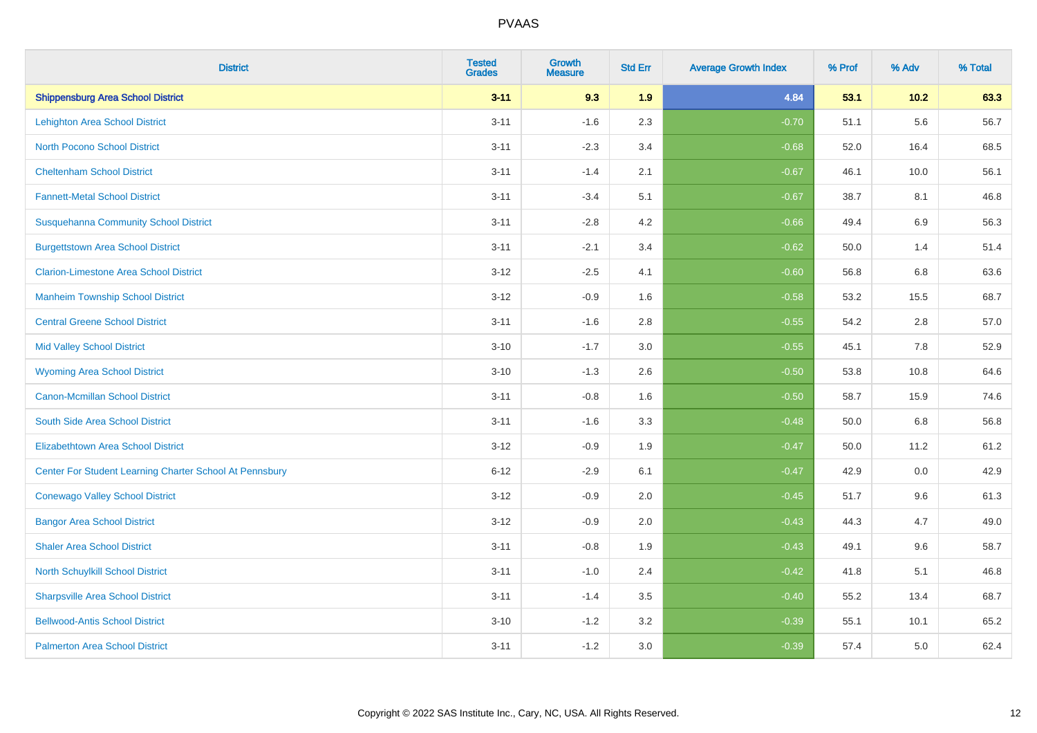| District | Tested Grades | Growth Measure | Std Err | Average Growth Index | % Prof | % Adv | % Total |
|---|---|---|---|---|---|---|---|
| **Shippensburg Area School District** | **3-11** | **9.3** | **1.9** | **4.84** | **53.1** | **10.2** | **63.3** |
| Lehighton Area School District | 3-11 | -1.6 | 2.3 | -0.70 | 51.1 | 5.6 | 56.7 |
| North Pocono School District | 3-11 | -2.3 | 3.4 | -0.68 | 52.0 | 16.4 | 68.5 |
| Cheltenham School District | 3-11 | -1.4 | 2.1 | -0.67 | 46.1 | 10.0 | 56.1 |
| Fannett-Metal School District | 3-11 | -3.4 | 5.1 | -0.67 | 38.7 | 8.1 | 46.8 |
| Susquehanna Community School District | 3-11 | -2.8 | 4.2 | -0.66 | 49.4 | 6.9 | 56.3 |
| Burgettstown Area School District | 3-11 | -2.1 | 3.4 | -0.62 | 50.0 | 1.4 | 51.4 |
| Clarion-Limestone Area School District | 3-12 | -2.5 | 4.1 | -0.60 | 56.8 | 6.8 | 63.6 |
| Manheim Township School District | 3-12 | -0.9 | 1.6 | -0.58 | 53.2 | 15.5 | 68.7 |
| Central Greene School District | 3-11 | -1.6 | 2.8 | -0.55 | 54.2 | 2.8 | 57.0 |
| Mid Valley School District | 3-10 | -1.7 | 3.0 | -0.55 | 45.1 | 7.8 | 52.9 |
| Wyoming Area School District | 3-10 | -1.3 | 2.6 | -0.50 | 53.8 | 10.8 | 64.6 |
| Canon-Mcmillan School District | 3-11 | -0.8 | 1.6 | -0.50 | 58.7 | 15.9 | 74.6 |
| South Side Area School District | 3-11 | -1.6 | 3.3 | -0.48 | 50.0 | 6.8 | 56.8 |
| Elizabethtown Area School District | 3-12 | -0.9 | 1.9 | -0.47 | 50.0 | 11.2 | 61.2 |
| Center For Student Learning Charter School At Pennsbury | 6-12 | -2.9 | 6.1 | -0.47 | 42.9 | 0.0 | 42.9 |
| Conewago Valley School District | 3-12 | -0.9 | 2.0 | -0.45 | 51.7 | 9.6 | 61.3 |
| Bangor Area School District | 3-12 | -0.9 | 2.0 | -0.43 | 44.3 | 4.7 | 49.0 |
| Shaler Area School District | 3-11 | -0.8 | 1.9 | -0.43 | 49.1 | 9.6 | 58.7 |
| North Schuylkill School District | 3-11 | -1.0 | 2.4 | -0.42 | 41.8 | 5.1 | 46.8 |
| Sharpsville Area School District | 3-11 | -1.4 | 3.5 | -0.40 | 55.2 | 13.4 | 68.7 |
| Bellwood-Antis School District | 3-10 | -1.2 | 3.2 | -0.39 | 55.1 | 10.1 | 65.2 |
| Palmerton Area School District | 3-11 | -1.2 | 3.0 | -0.39 | 57.4 | 5.0 | 62.4 |

Copyright © 2022 SAS Institute Inc., Cary, NC, USA. All Rights Reserved.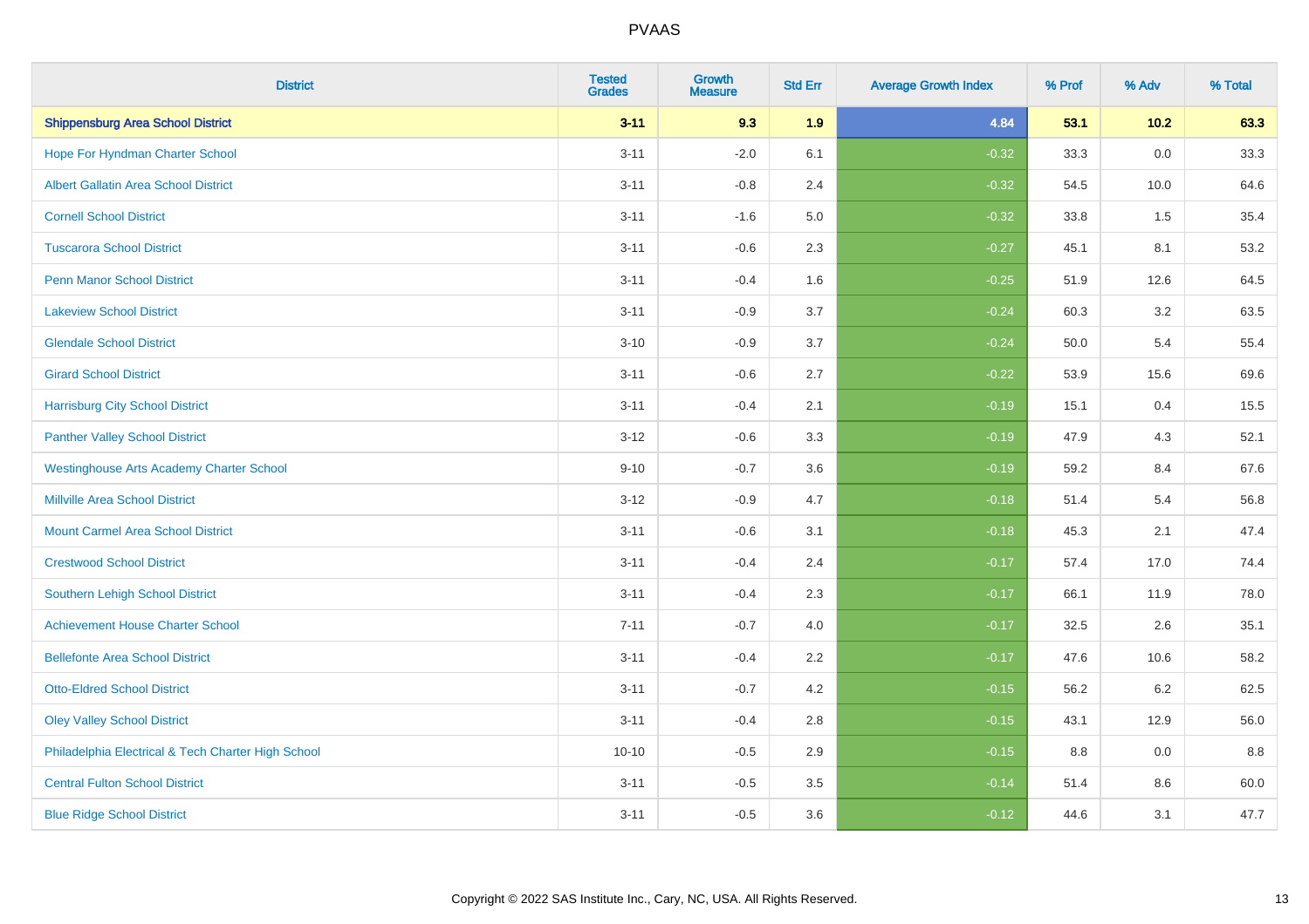| District | Tested Grades | Growth Measure | Std Err | Average Growth Index | % Prof | % Adv | % Total |
|---|---|---|---|---|---|---|---|
| **Shippensburg Area School District** | **3-11** | **9.3** | **1.9** | **4.84** | **53.1** | **10.2** | **63.3** |
| Hope For Hyndman Charter School | 3-11 | -2.0 | 6.1 | -0.32 | 33.3 | 0.0 | 33.3 |
| Albert Gallatin Area School District | 3-11 | -0.8 | 2.4 | -0.32 | 54.5 | 10.0 | 64.6 |
| Cornell School District | 3-11 | -1.6 | 5.0 | -0.32 | 33.8 | 1.5 | 35.4 |
| Tuscarora School District | 3-11 | -0.6 | 2.3 | -0.27 | 45.1 | 8.1 | 53.2 |
| Penn Manor School District | 3-11 | -0.4 | 1.6 | -0.25 | 51.9 | 12.6 | 64.5 |
| Lakeview School District | 3-11 | -0.9 | 3.7 | -0.24 | 60.3 | 3.2 | 63.5 |
| Glendale School District | 3-10 | -0.9 | 3.7 | -0.24 | 50.0 | 5.4 | 55.4 |
| Girard School District | 3-11 | -0.6 | 2.7 | -0.22 | 53.9 | 15.6 | 69.6 |
| Harrisburg City School District | 3-11 | -0.4 | 2.1 | -0.19 | 15.1 | 0.4 | 15.5 |
| Panther Valley School District | 3-12 | -0.6 | 3.3 | -0.19 | 47.9 | 4.3 | 52.1 |
| Westinghouse Arts Academy Charter School | 9-10 | -0.7 | 3.6 | -0.19 | 59.2 | 8.4 | 67.6 |
| Millville Area School District | 3-12 | -0.9 | 4.7 | -0.18 | 51.4 | 5.4 | 56.8 |
| Mount Carmel Area School District | 3-11 | -0.6 | 3.1 | -0.18 | 45.3 | 2.1 | 47.4 |
| Crestwood School District | 3-11 | -0.4 | 2.4 | -0.17 | 57.4 | 17.0 | 74.4 |
| Southern Lehigh School District | 3-11 | -0.4 | 2.3 | -0.17 | 66.1 | 11.9 | 78.0 |
| Achievement House Charter School | 7-11 | -0.7 | 4.0 | -0.17 | 32.5 | 2.6 | 35.1 |
| Bellefonte Area School District | 3-11 | -0.4 | 2.2 | -0.17 | 47.6 | 10.6 | 58.2 |
| Otto-Eldred School District | 3-11 | -0.7 | 4.2 | -0.15 | 56.2 | 6.2 | 62.5 |
| Oley Valley School District | 3-11 | -0.4 | 2.8 | -0.15 | 43.1 | 12.9 | 56.0 |
| Philadelphia Electrical & Tech Charter High School | 10-10 | -0.5 | 2.9 | -0.15 | 8.8 | 0.0 | 8.8 |
| Central Fulton School District | 3-11 | -0.5 | 3.5 | -0.14 | 51.4 | 8.6 | 60.0 |
| Blue Ridge School District | 3-11 | -0.5 | 3.6 | -0.12 | 44.6 | 3.1 | 47.7 |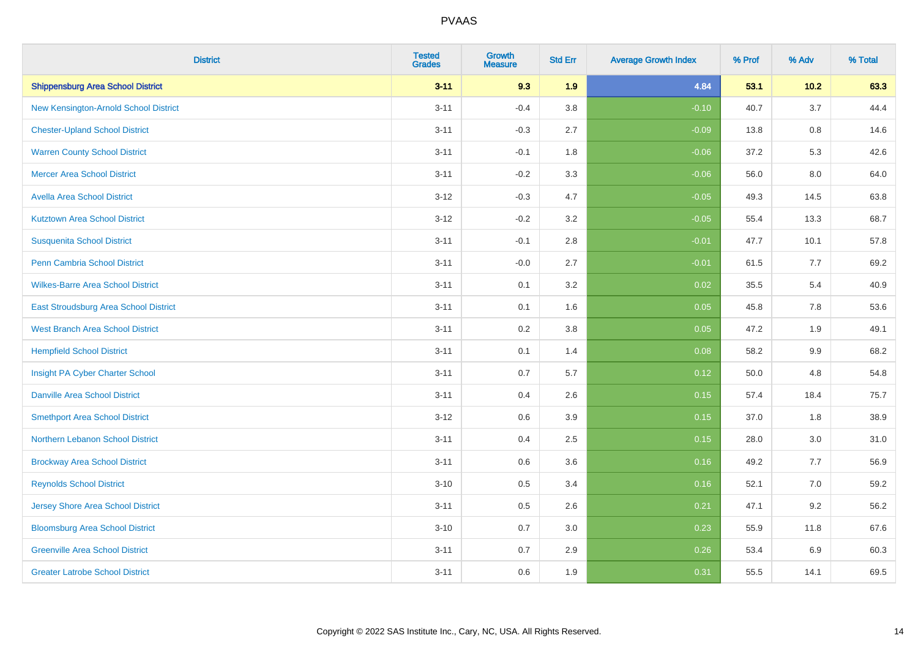| District | Tested Grades | Growth Measure | Std Err | Average Growth Index | % Prof | % Adv | % Total |
|---|---|---|---|---|---|---|---|
| **Shippensburg Area School District** | **3-11** | **9.3** | **1.9** | **4.84** | **53.1** | **10.2** | **63.3** |
| New Kensington-Arnold School District | 3-11 | -0.4 | 3.8 | -0.10 | 40.7 | 3.7 | 44.4 |
| Chester-Upland School District | 3-11 | -0.3 | 2.7 | -0.09 | 13.8 | 0.8 | 14.6 |
| Warren County School District | 3-11 | -0.1 | 1.8 | -0.06 | 37.2 | 5.3 | 42.6 |
| Mercer Area School District | 3-11 | -0.2 | 3.3 | -0.06 | 56.0 | 8.0 | 64.0 |
| Avella Area School District | 3-12 | -0.3 | 4.7 | -0.05 | 49.3 | 14.5 | 63.8 |
| Kutztown Area School District | 3-12 | -0.2 | 3.2 | -0.05 | 55.4 | 13.3 | 68.7 |
| Susquenita School District | 3-11 | -0.1 | 2.8 | -0.01 | 47.7 | 10.1 | 57.8 |
| Penn Cambria School District | 3-11 | -0.0 | 2.7 | -0.01 | 61.5 | 7.7 | 69.2 |
| Wilkes-Barre Area School District | 3-11 | 0.1 | 3.2 | 0.02 | 35.5 | 5.4 | 40.9 |
| East Stroudsburg Area School District | 3-11 | 0.1 | 1.6 | 0.05 | 45.8 | 7.8 | 53.6 |
| West Branch Area School District | 3-11 | 0.2 | 3.8 | 0.05 | 47.2 | 1.9 | 49.1 |
| Hempfield School District | 3-11 | 0.1 | 1.4 | 0.08 | 58.2 | 9.9 | 68.2 |
| Insight PA Cyber Charter School | 3-11 | 0.7 | 5.7 | 0.12 | 50.0 | 4.8 | 54.8 |
| Danville Area School District | 3-11 | 0.4 | 2.6 | 0.15 | 57.4 | 18.4 | 75.7 |
| Smethport Area School District | 3-12 | 0.6 | 3.9 | 0.15 | 37.0 | 1.8 | 38.9 |
| Northern Lebanon School District | 3-11 | 0.4 | 2.5 | 0.15 | 28.0 | 3.0 | 31.0 |
| Brockway Area School District | 3-11 | 0.6 | 3.6 | 0.16 | 49.2 | 7.7 | 56.9 |
| Reynolds School District | 3-10 | 0.5 | 3.4 | 0.16 | 52.1 | 7.0 | 59.2 |
| Jersey Shore Area School District | 3-11 | 0.5 | 2.6 | 0.21 | 47.1 | 9.2 | 56.2 |
| Bloomsburg Area School District | 3-10 | 0.7 | 3.0 | 0.23 | 55.9 | 11.8 | 67.6 |
| Greenville Area School District | 3-11 | 0.7 | 2.9 | 0.26 | 53.4 | 6.9 | 60.3 |
| Greater Latrobe School District | 3-11 | 0.6 | 1.9 | 0.31 | 55.5 | 14.1 | 69.5 |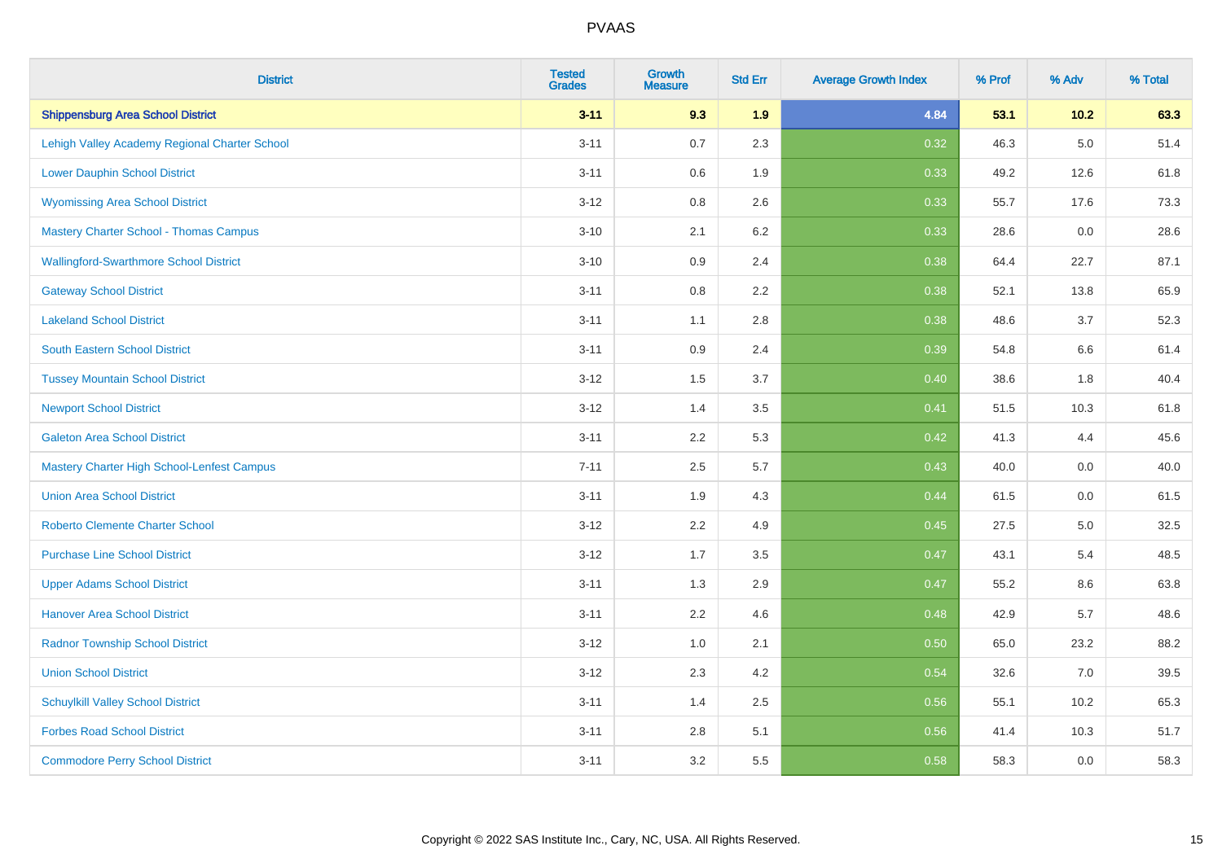| District | Tested Grades | Growth Measure | Std Err | Average Growth Index | % Prof | % Adv | % Total |
|---|---|---|---|---|---|---|---|
| **Shippensburg Area School District** | **3-11** | **9.3** | **1.9** | **4.84** | **53.1** | **10.2** | **63.3** |
| Lehigh Valley Academy Regional Charter School | 3-11 | 0.7 | 2.3 | 0.32 | 46.3 | 5.0 | 51.4 |
| Lower Dauphin School District | 3-11 | 0.6 | 1.9 | 0.33 | 49.2 | 12.6 | 61.8 |
| Wyomissing Area School District | 3-12 | 0.8 | 2.6 | 0.33 | 55.7 | 17.6 | 73.3 |
| Mastery Charter School - Thomas Campus | 3-10 | 2.1 | 6.2 | 0.33 | 28.6 | 0.0 | 28.6 |
| Wallingford-Swarthmore School District | 3-10 | 0.9 | 2.4 | 0.38 | 64.4 | 22.7 | 87.1 |
| Gateway School District | 3-11 | 0.8 | 2.2 | 0.38 | 52.1 | 13.8 | 65.9 |
| Lakeland School District | 3-11 | 1.1 | 2.8 | 0.38 | 48.6 | 3.7 | 52.3 |
| South Eastern School District | 3-11 | 0.9 | 2.4 | 0.39 | 54.8 | 6.6 | 61.4 |
| Tussey Mountain School District | 3-12 | 1.5 | 3.7 | 0.40 | 38.6 | 1.8 | 40.4 |
| Newport School District | 3-12 | 1.4 | 3.5 | 0.41 | 51.5 | 10.3 | 61.8 |
| Galeton Area School District | 3-11 | 2.2 | 5.3 | 0.42 | 41.3 | 4.4 | 45.6 |
| Mastery Charter High School-Lenfest Campus | 7-11 | 2.5 | 5.7 | 0.43 | 40.0 | 0.0 | 40.0 |
| Union Area School District | 3-11 | 1.9 | 4.3 | 0.44 | 61.5 | 0.0 | 61.5 |
| Roberto Clemente Charter School | 3-12 | 2.2 | 4.9 | 0.45 | 27.5 | 5.0 | 32.5 |
| Purchase Line School District | 3-12 | 1.7 | 3.5 | 0.47 | 43.1 | 5.4 | 48.5 |
| Upper Adams School District | 3-11 | 1.3 | 2.9 | 0.47 | 55.2 | 8.6 | 63.8 |
| Hanover Area School District | 3-11 | 2.2 | 4.6 | 0.48 | 42.9 | 5.7 | 48.6 |
| Radnor Township School District | 3-12 | 1.0 | 2.1 | 0.50 | 65.0 | 23.2 | 88.2 |
| Union School District | 3-12 | 2.3 | 4.2 | 0.54 | 32.6 | 7.0 | 39.5 |
| Schuylkill Valley School District | 3-11 | 1.4 | 2.5 | 0.56 | 55.1 | 10.2 | 65.3 |
| Forbes Road School District | 3-11 | 2.8 | 5.1 | 0.56 | 41.4 | 10.3 | 51.7 |
| Commodore Perry School District | 3-11 | 3.2 | 5.5 | 0.58 | 58.3 | 0.0 | 58.3 |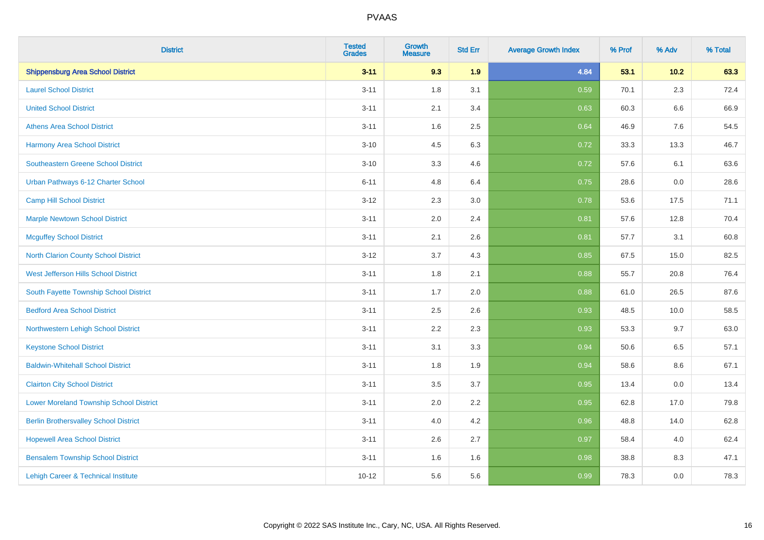| District | Tested Grades | Growth Measure | Std Err | Average Growth Index | % Prof | % Adv | % Total |
|---|---|---|---|---|---|---|---|
| **Shippensburg Area School District** | **3-11** | **9.3** | **1.9** | **4.84** | **53.1** | **10.2** | **63.3** |
| Laurel School District | 3-11 | 1.8 | 3.1 | 0.59 | 70.1 | 2.3 | 72.4 |
| United School District | 3-11 | 2.1 | 3.4 | 0.63 | 60.3 | 6.6 | 66.9 |
| Athens Area School District | 3-11 | 1.6 | 2.5 | 0.64 | 46.9 | 7.6 | 54.5 |
| Harmony Area School District | 3-10 | 4.5 | 6.3 | 0.72 | 33.3 | 13.3 | 46.7 |
| Southeastern Greene School District | 3-10 | 3.3 | 4.6 | 0.72 | 57.6 | 6.1 | 63.6 |
| Urban Pathways 6-12 Charter School | 6-11 | 4.8 | 6.4 | 0.75 | 28.6 | 0.0 | 28.6 |
| Camp Hill School District | 3-12 | 2.3 | 3.0 | 0.78 | 53.6 | 17.5 | 71.1 |
| Marple Newtown School District | 3-11 | 2.0 | 2.4 | 0.81 | 57.6 | 12.8 | 70.4 |
| Mcguffey School District | 3-11 | 2.1 | 2.6 | 0.81 | 57.7 | 3.1 | 60.8 |
| North Clarion County School District | 3-12 | 3.7 | 4.3 | 0.85 | 67.5 | 15.0 | 82.5 |
| West Jefferson Hills School District | 3-11 | 1.8 | 2.1 | 0.88 | 55.7 | 20.8 | 76.4 |
| South Fayette Township School District | 3-11 | 1.7 | 2.0 | 0.88 | 61.0 | 26.5 | 87.6 |
| Bedford Area School District | 3-11 | 2.5 | 2.6 | 0.93 | 48.5 | 10.0 | 58.5 |
| Northwestern Lehigh School District | 3-11 | 2.2 | 2.3 | 0.93 | 53.3 | 9.7 | 63.0 |
| Keystone School District | 3-11 | 3.1 | 3.3 | 0.94 | 50.6 | 6.5 | 57.1 |
| Baldwin-Whitehall School District | 3-11 | 1.8 | 1.9 | 0.94 | 58.6 | 8.6 | 67.1 |
| Clairton City School District | 3-11 | 3.5 | 3.7 | 0.95 | 13.4 | 0.0 | 13.4 |
| Lower Moreland Township School District | 3-11 | 2.0 | 2.2 | 0.95 | 62.8 | 17.0 | 79.8 |
| Berlin Brothersvalley School District | 3-11 | 4.0 | 4.2 | 0.96 | 48.8 | 14.0 | 62.8 |
| Hopewell Area School District | 3-11 | 2.6 | 2.7 | 0.97 | 58.4 | 4.0 | 62.4 |
| Bensalem Township School District | 3-11 | 1.6 | 1.6 | 0.98 | 38.8 | 8.3 | 47.1 |
| Lehigh Career & Technical Institute | 10-12 | 5.6 | 5.6 | 0.99 | 78.3 | 0.0 | 78.3 |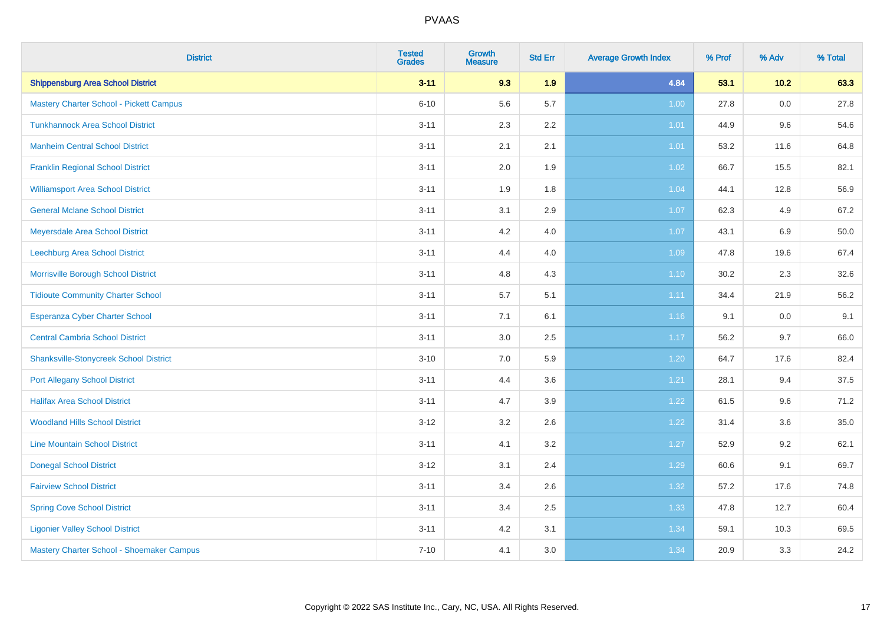# PVAAS

| District | Tested Grades | Growth Measure | Std Err | Average Growth Index | % Prof | % Adv | % Total |
|---|---|---|---|---|---|---|---|
| **Shippensburg Area School District** | **3-11** | **9.3** | **1.9** | **4.84** | **53.1** | **10.2** | **63.3** |
| Mastery Charter School - Pickett Campus | 6-10 | 5.6 | 5.7 | 1.00 | 27.8 | 0.0 | 27.8 |
| Tunkhannock Area School District | 3-11 | 2.3 | 2.2 | 1.01 | 44.9 | 9.6 | 54.6 |
| Manheim Central School District | 3-11 | 2.1 | 2.1 | 1.01 | 53.2 | 11.6 | 64.8 |
| Franklin Regional School District | 3-11 | 2.0 | 1.9 | 1.02 | 66.7 | 15.5 | 82.1 |
| Williamsport Area School District | 3-11 | 1.9 | 1.8 | 1.04 | 44.1 | 12.8 | 56.9 |
| General Mclane School District | 3-11 | 3.1 | 2.9 | 1.07 | 62.3 | 4.9 | 67.2 |
| Meyersdale Area School District | 3-11 | 4.2 | 4.0 | 1.07 | 43.1 | 6.9 | 50.0 |
| Leechburg Area School District | 3-11 | 4.4 | 4.0 | 1.09 | 47.8 | 19.6 | 67.4 |
| Morrisville Borough School District | 3-11 | 4.8 | 4.3 | 1.10 | 30.2 | 2.3 | 32.6 |
| Tidioute Community Charter School | 3-11 | 5.7 | 5.1 | 1.11 | 34.4 | 21.9 | 56.2 |
| Esperanza Cyber Charter School | 3-11 | 7.1 | 6.1 | 1.16 | 9.1 | 0.0 | 9.1 |
| Central Cambria School District | 3-11 | 3.0 | 2.5 | 1.17 | 56.2 | 9.7 | 66.0 |
| Shanksville-Stonycreek School District | 3-10 | 7.0 | 5.9 | 1.20 | 64.7 | 17.6 | 82.4 |
| Port Allegany School District | 3-11 | 4.4 | 3.6 | 1.21 | 28.1 | 9.4 | 37.5 |
| Halifax Area School District | 3-11 | 4.7 | 3.9 | 1.22 | 61.5 | 9.6 | 71.2 |
| Woodland Hills School District | 3-12 | 3.2 | 2.6 | 1.22 | 31.4 | 3.6 | 35.0 |
| Line Mountain School District | 3-11 | 4.1 | 3.2 | 1.27 | 52.9 | 9.2 | 62.1 |
| Donegal School District | 3-12 | 3.1 | 2.4 | 1.29 | 60.6 | 9.1 | 69.7 |
| Fairview School District | 3-11 | 3.4 | 2.6 | 1.32 | 57.2 | 17.6 | 74.8 |
| Spring Cove School District | 3-11 | 3.4 | 2.5 | 1.33 | 47.8 | 12.7 | 60.4 |
| Ligonier Valley School District | 3-11 | 4.2 | 3.1 | 1.34 | 59.1 | 10.3 | 69.5 |
| Mastery Charter School - Shoemaker Campus | 7-10 | 4.1 | 3.0 | 1.34 | 20.9 | 3.3 | 24.2 |

Copyright © 2022 SAS Institute Inc., Cary, NC, USA. All Rights Reserved.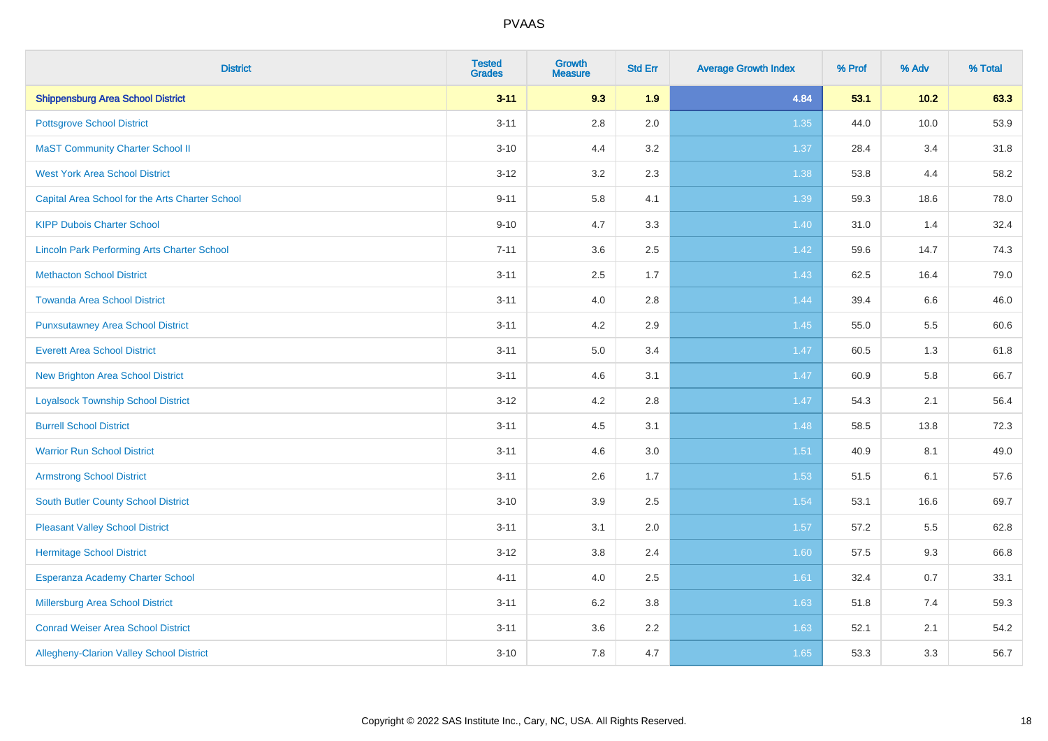# PVAAS

| District | Tested Grades | Growth Measure | Std Err | Average Growth Index | % Prof | % Adv | % Total |
|---|---|---|---|---|---|---|---|
| **Shippensburg Area School District** | **3-11** | **9.3** | **1.9** | **4.84** | **53.1** | **10.2** | **63.3** |
| Pottsgrove School District | 3-11 | 2.8 | 2.0 | 1.35 | 44.0 | 10.0 | 53.9 |
| MaST Community Charter School II | 3-10 | 4.4 | 3.2 | 1.37 | 28.4 | 3.4 | 31.8 |
| West York Area School District | 3-12 | 3.2 | 2.3 | 1.38 | 53.8 | 4.4 | 58.2 |
| Capital Area School for the Arts Charter School | 9-11 | 5.8 | 4.1 | 1.39 | 59.3 | 18.6 | 78.0 |
| KIPP Dubois Charter School | 9-10 | 4.7 | 3.3 | 1.40 | 31.0 | 1.4 | 32.4 |
| Lincoln Park Performing Arts Charter School | 7-11 | 3.6 | 2.5 | 1.42 | 59.6 | 14.7 | 74.3 |
| Methacton School District | 3-11 | 2.5 | 1.7 | 1.43 | 62.5 | 16.4 | 79.0 |
| Towanda Area School District | 3-11 | 4.0 | 2.8 | 1.44 | 39.4 | 6.6 | 46.0 |
| Punxsutawney Area School District | 3-11 | 4.2 | 2.9 | 1.45 | 55.0 | 5.5 | 60.6 |
| Everett Area School District | 3-11 | 5.0 | 3.4 | 1.47 | 60.5 | 1.3 | 61.8 |
| New Brighton Area School District | 3-11 | 4.6 | 3.1 | 1.47 | 60.9 | 5.8 | 66.7 |
| Loyalsock Township School District | 3-12 | 4.2 | 2.8 | 1.47 | 54.3 | 2.1 | 56.4 |
| Burrell School District | 3-11 | 4.5 | 3.1 | 1.48 | 58.5 | 13.8 | 72.3 |
| Warrior Run School District | 3-11 | 4.6 | 3.0 | 1.51 | 40.9 | 8.1 | 49.0 |
| Armstrong School District | 3-11 | 2.6 | 1.7 | 1.53 | 51.5 | 6.1 | 57.6 |
| South Butler County School District | 3-10 | 3.9 | 2.5 | 1.54 | 53.1 | 16.6 | 69.7 |
| Pleasant Valley School District | 3-11 | 3.1 | 2.0 | 1.57 | 57.2 | 5.5 | 62.8 |
| Hermitage School District | 3-12 | 3.8 | 2.4 | 1.60 | 57.5 | 9.3 | 66.8 |
| Esperanza Academy Charter School | 4-11 | 4.0 | 2.5 | 1.61 | 32.4 | 0.7 | 33.1 |
| Millersburg Area School District | 3-11 | 6.2 | 3.8 | 1.63 | 51.8 | 7.4 | 59.3 |
| Conrad Weiser Area School District | 3-11 | 3.6 | 2.2 | 1.63 | 52.1 | 2.1 | 54.2 |
| Allegheny-Clarion Valley School District | 3-10 | 7.8 | 4.7 | 1.65 | 53.3 | 3.3 | 56.7 |

Copyright © 2022 SAS Institute Inc., Cary, NC, USA. All Rights Reserved.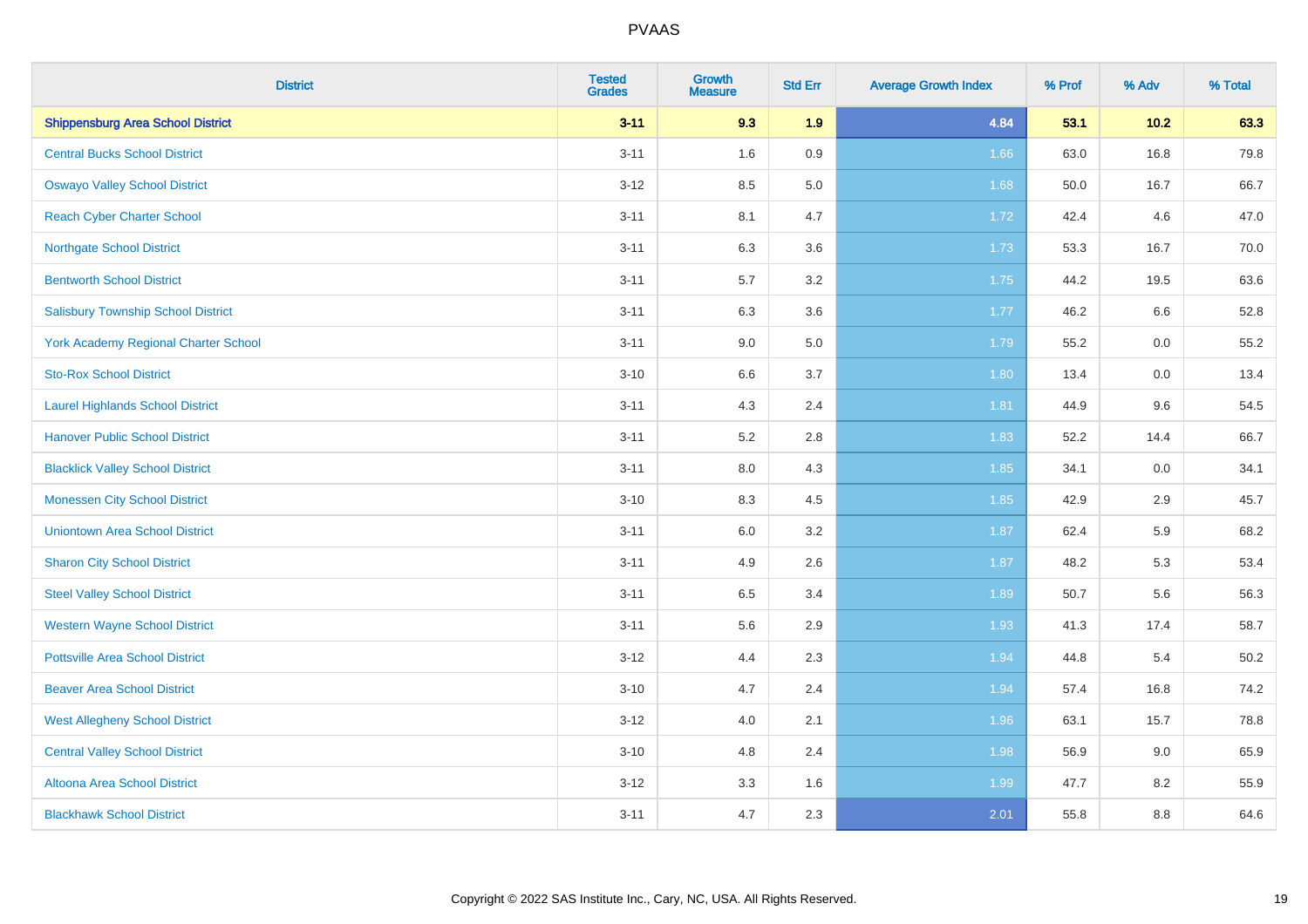| District | Tested Grades | Growth Measure | Std Err | Average Growth Index | % Prof | % Adv | % Total |
|---|---|---|---|---|---|---|---|
| **Shippensburg Area School District** | **3-11** | **9.3** | **1.9** | **4.84** | **53.1** | **10.2** | **63.3** |
| Central Bucks School District | 3-11 | 1.6 | 0.9 | 1.66 | 63.0 | 16.8 | 79.8 |
| Oswayo Valley School District | 3-12 | 8.5 | 5.0 | 1.68 | 50.0 | 16.7 | 66.7 |
| Reach Cyber Charter School | 3-11 | 8.1 | 4.7 | 1.72 | 42.4 | 4.6 | 47.0 |
| Northgate School District | 3-11 | 6.3 | 3.6 | 1.73 | 53.3 | 16.7 | 70.0 |
| Bentworth School District | 3-11 | 5.7 | 3.2 | 1.75 | 44.2 | 19.5 | 63.6 |
| Salisbury Township School District | 3-11 | 6.3 | 3.6 | 1.77 | 46.2 | 6.6 | 52.8 |
| York Academy Regional Charter School | 3-11 | 9.0 | 5.0 | 1.79 | 55.2 | 0.0 | 55.2 |
| Sto-Rox School District | 3-10 | 6.6 | 3.7 | 1.80 | 13.4 | 0.0 | 13.4 |
| Laurel Highlands School District | 3-11 | 4.3 | 2.4 | 1.81 | 44.9 | 9.6 | 54.5 |
| Hanover Public School District | 3-11 | 5.2 | 2.8 | 1.83 | 52.2 | 14.4 | 66.7 |
| Blacklick Valley School District | 3-11 | 8.0 | 4.3 | 1.85 | 34.1 | 0.0 | 34.1 |
| Monessen City School District | 3-10 | 8.3 | 4.5 | 1.85 | 42.9 | 2.9 | 45.7 |
| Uniontown Area School District | 3-11 | 6.0 | 3.2 | 1.87 | 62.4 | 5.9 | 68.2 |
| Sharon City School District | 3-11 | 4.9 | 2.6 | 1.87 | 48.2 | 5.3 | 53.4 |
| Steel Valley School District | 3-11 | 6.5 | 3.4 | 1.89 | 50.7 | 5.6 | 56.3 |
| Western Wayne School District | 3-11 | 5.6 | 2.9 | 1.93 | 41.3 | 17.4 | 58.7 |
| Pottsville Area School District | 3-12 | 4.4 | 2.3 | 1.94 | 44.8 | 5.4 | 50.2 |
| Beaver Area School District | 3-10 | 4.7 | 2.4 | 1.94 | 57.4 | 16.8 | 74.2 |
| West Allegheny School District | 3-12 | 4.0 | 2.1 | 1.96 | 63.1 | 15.7 | 78.8 |
| Central Valley School District | 3-10 | 4.8 | 2.4 | 1.98 | 56.9 | 9.0 | 65.9 |
| Altoona Area School District | 3-12 | 3.3 | 1.6 | 1.99 | 47.7 | 8.2 | 55.9 |
| Blackhawk School District | 3-11 | 4.7 | 2.3 | 2.01 | 55.8 | 8.8 | 64.6 |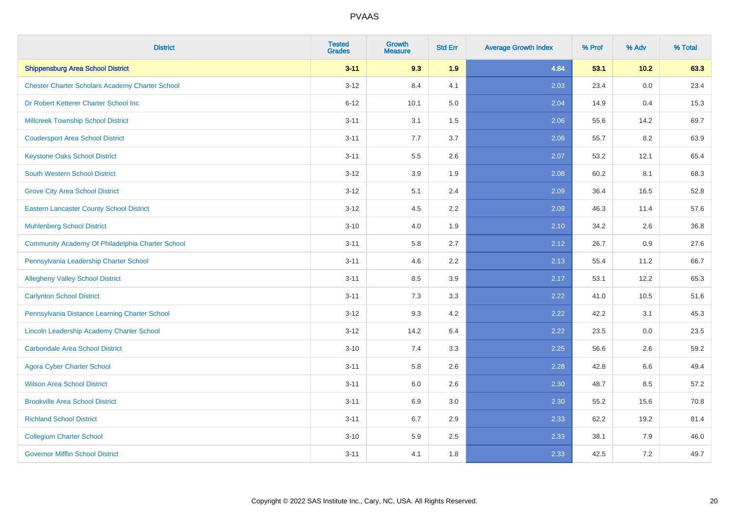# PVAAS

| District | Tested Grades | Growth Measure | Std Err | Average Growth Index | % Prof | % Adv | % Total |
|---|---|---|---|---|---|---|---|
| **Shippensburg Area School District** | **3-11** | **9.3** | **1.9** | **4.84** | **53.1** | **10.2** | **63.3** |
| Chester Charter Scholars Academy Charter School | 3-12 | 8.4 | 4.1 | 2.03 | 23.4 | 0.0 | 23.4 |
| Dr Robert Ketterer Charter School Inc | 6-12 | 10.1 | 5.0 | 2.04 | 14.9 | 0.4 | 15.3 |
| Millcreek Township School District | 3-11 | 3.1 | 1.5 | 2.06 | 55.6 | 14.2 | 69.7 |
| Coudersport Area School District | 3-11 | 7.7 | 3.7 | 2.06 | 55.7 | 8.2 | 63.9 |
| Keystone Oaks School District | 3-11 | 5.5 | 2.6 | 2.07 | 53.2 | 12.1 | 65.4 |
| South Western School District | 3-12 | 3.9 | 1.9 | 2.08 | 60.2 | 8.1 | 68.3 |
| Grove City Area School District | 3-12 | 5.1 | 2.4 | 2.09 | 36.4 | 16.5 | 52.8 |
| Eastern Lancaster County School District | 3-12 | 4.5 | 2.2 | 2.09 | 46.3 | 11.4 | 57.6 |
| Muhlenberg School District | 3-10 | 4.0 | 1.9 | 2.10 | 34.2 | 2.6 | 36.8 |
| Community Academy Of Philadelphia Charter School | 3-11 | 5.8 | 2.7 | 2.12 | 26.7 | 0.9 | 27.6 |
| Pennsylvania Leadership Charter School | 3-11 | 4.6 | 2.2 | 2.13 | 55.4 | 11.2 | 66.7 |
| Allegheny Valley School District | 3-11 | 8.5 | 3.9 | 2.17 | 53.1 | 12.2 | 65.3 |
| Carlynton School District | 3-11 | 7.3 | 3.3 | 2.22 | 41.0 | 10.5 | 51.6 |
| Pennsylvania Distance Learning Charter School | 3-12 | 9.3 | 4.2 | 2.22 | 42.2 | 3.1 | 45.3 |
| Lincoln Leadership Academy Charter School | 3-12 | 14.2 | 6.4 | 2.22 | 23.5 | 0.0 | 23.5 |
| Carbondale Area School District | 3-10 | 7.4 | 3.3 | 2.25 | 56.6 | 2.6 | 59.2 |
| Agora Cyber Charter School | 3-11 | 5.8 | 2.6 | 2.28 | 42.8 | 6.6 | 49.4 |
| Wilson Area School District | 3-11 | 6.0 | 2.6 | 2.30 | 48.7 | 8.5 | 57.2 |
| Brookville Area School District | 3-11 | 6.9 | 3.0 | 2.30 | 55.2 | 15.6 | 70.8 |
| Richland School District | 3-11 | 6.7 | 2.9 | 2.33 | 62.2 | 19.2 | 81.4 |
| Collegium Charter School | 3-10 | 5.9 | 2.5 | 2.33 | 38.1 | 7.9 | 46.0 |
| Governor Mifflin School District | 3-11 | 4.1 | 1.8 | 2.33 | 42.5 | 7.2 | 49.7 |

Copyright © 2022 SAS Institute Inc., Cary, NC, USA. All Rights Reserved.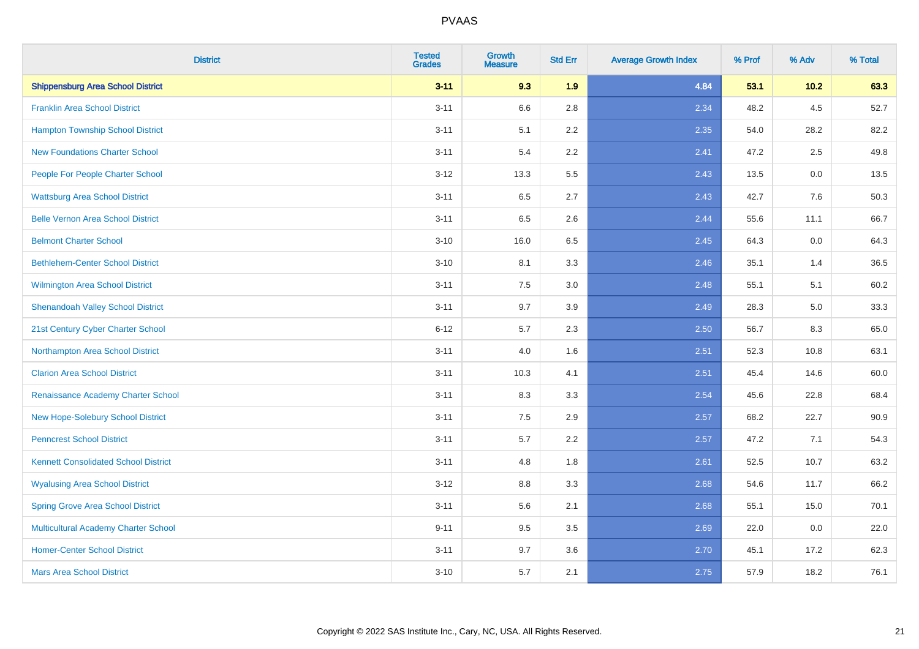# PVAAS

| District | Tested Grades | Growth Measure | Std Err | Average Growth Index | % Prof | % Adv | % Total |
|---|---|---|---|---|---|---|---|
| **Shippensburg Area School District** | **3-11** | **9.3** | **1.9** | **4.84** | **53.1** | **10.2** | **63.3** |
| Franklin Area School District | 3-11 | 6.6 | 2.8 | 2.34 | 48.2 | 4.5 | 52.7 |
| Hampton Township School District | 3-11 | 5.1 | 2.2 | 2.35 | 54.0 | 28.2 | 82.2 |
| New Foundations Charter School | 3-11 | 5.4 | 2.2 | 2.41 | 47.2 | 2.5 | 49.8 |
| People For People Charter School | 3-12 | 13.3 | 5.5 | 2.43 | 13.5 | 0.0 | 13.5 |
| Wattsburg Area School District | 3-11 | 6.5 | 2.7 | 2.43 | 42.7 | 7.6 | 50.3 |
| Belle Vernon Area School District | 3-11 | 6.5 | 2.6 | 2.44 | 55.6 | 11.1 | 66.7 |
| Belmont Charter School | 3-10 | 16.0 | 6.5 | 2.45 | 64.3 | 0.0 | 64.3 |
| Bethlehem-Center School District | 3-10 | 8.1 | 3.3 | 2.46 | 35.1 | 1.4 | 36.5 |
| Wilmington Area School District | 3-11 | 7.5 | 3.0 | 2.48 | 55.1 | 5.1 | 60.2 |
| Shenandoah Valley School District | 3-11 | 9.7 | 3.9 | 2.49 | 28.3 | 5.0 | 33.3 |
| 21st Century Cyber Charter School | 6-12 | 5.7 | 2.3 | 2.50 | 56.7 | 8.3 | 65.0 |
| Northampton Area School District | 3-11 | 4.0 | 1.6 | 2.51 | 52.3 | 10.8 | 63.1 |
| Clarion Area School District | 3-11 | 10.3 | 4.1 | 2.51 | 45.4 | 14.6 | 60.0 |
| Renaissance Academy Charter School | 3-11 | 8.3 | 3.3 | 2.54 | 45.6 | 22.8 | 68.4 |
| New Hope-Solebury School District | 3-11 | 7.5 | 2.9 | 2.57 | 68.2 | 22.7 | 90.9 |
| Penncrest School District | 3-11 | 5.7 | 2.2 | 2.57 | 47.2 | 7.1 | 54.3 |
| Kennett Consolidated School District | 3-11 | 4.8 | 1.8 | 2.61 | 52.5 | 10.7 | 63.2 |
| Wyalusing Area School District | 3-12 | 8.8 | 3.3 | 2.68 | 54.6 | 11.7 | 66.2 |
| Spring Grove Area School District | 3-11 | 5.6 | 2.1 | 2.68 | 55.1 | 15.0 | 70.1 |
| Multicultural Academy Charter School | 9-11 | 9.5 | 3.5 | 2.69 | 22.0 | 0.0 | 22.0 |
| Homer-Center School District | 3-11 | 9.7 | 3.6 | 2.70 | 45.1 | 17.2 | 62.3 |
| Mars Area School District | 3-10 | 5.7 | 2.1 | 2.75 | 57.9 | 18.2 | 76.1 |

Copyright © 2022 SAS Institute Inc., Cary, NC, USA. All Rights Reserved.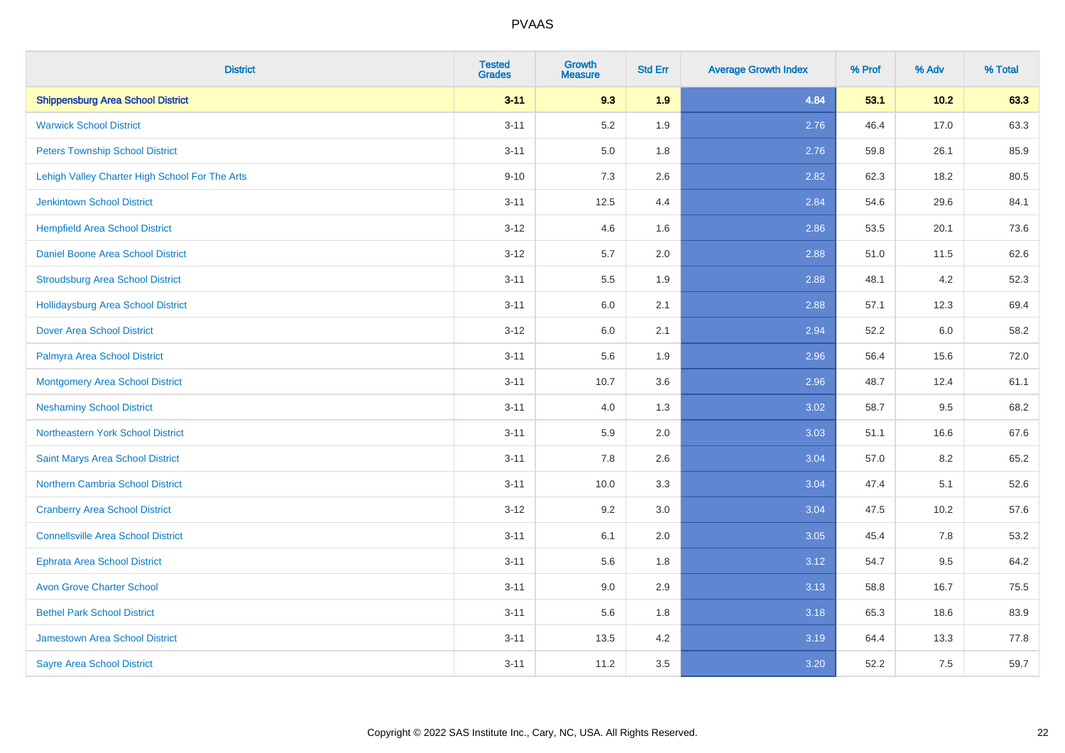# PVAAS

| District | Tested Grades | Growth Measure | Std Err | Average Growth Index | % Prof | % Adv | % Total |
|---|---|---|---|---|---|---|---|
| **Shippensburg Area School District** | **3-11** | **9.3** | **1.9** | **4.84** | **53.1** | **10.2** | **63.3** |
| Warwick School District | 3-11 | 5.2 | 1.9 | 2.76 | 46.4 | 17.0 | 63.3 |
| Peters Township School District | 3-11 | 5.0 | 1.8 | 2.76 | 59.8 | 26.1 | 85.9 |
| Lehigh Valley Charter High School For The Arts | 9-10 | 7.3 | 2.6 | 2.82 | 62.3 | 18.2 | 80.5 |
| Jenkintown School District | 3-11 | 12.5 | 4.4 | 2.84 | 54.6 | 29.6 | 84.1 |
| Hempfield Area School District | 3-12 | 4.6 | 1.6 | 2.86 | 53.5 | 20.1 | 73.6 |
| Daniel Boone Area School District | 3-12 | 5.7 | 2.0 | 2.88 | 51.0 | 11.5 | 62.6 |
| Stroudsburg Area School District | 3-11 | 5.5 | 1.9 | 2.88 | 48.1 | 4.2 | 52.3 |
| Hollidaysburg Area School District | 3-11 | 6.0 | 2.1 | 2.88 | 57.1 | 12.3 | 69.4 |
| Dover Area School District | 3-12 | 6.0 | 2.1 | 2.94 | 52.2 | 6.0 | 58.2 |
| Palmyra Area School District | 3-11 | 5.6 | 1.9 | 2.96 | 56.4 | 15.6 | 72.0 |
| Montgomery Area School District | 3-11 | 10.7 | 3.6 | 2.96 | 48.7 | 12.4 | 61.1 |
| Neshaminy School District | 3-11 | 4.0 | 1.3 | 3.02 | 58.7 | 9.5 | 68.2 |
| Northeastern York School District | 3-11 | 5.9 | 2.0 | 3.03 | 51.1 | 16.6 | 67.6 |
| Saint Marys Area School District | 3-11 | 7.8 | 2.6 | 3.04 | 57.0 | 8.2 | 65.2 |
| Northern Cambria School District | 3-11 | 10.0 | 3.3 | 3.04 | 47.4 | 5.1 | 52.6 |
| Cranberry Area School District | 3-12 | 9.2 | 3.0 | 3.04 | 47.5 | 10.2 | 57.6 |
| Connellsville Area School District | 3-11 | 6.1 | 2.0 | 3.05 | 45.4 | 7.8 | 53.2 |
| Ephrata Area School District | 3-11 | 5.6 | 1.8 | 3.12 | 54.7 | 9.5 | 64.2 |
| Avon Grove Charter School | 3-11 | 9.0 | 2.9 | 3.13 | 58.8 | 16.7 | 75.5 |
| Bethel Park School District | 3-11 | 5.6 | 1.8 | 3.18 | 65.3 | 18.6 | 83.9 |
| Jamestown Area School District | 3-11 | 13.5 | 4.2 | 3.19 | 64.4 | 13.3 | 77.8 |
| Sayre Area School District | 3-11 | 11.2 | 3.5 | 3.20 | 52.2 | 7.5 | 59.7 |

Copyright © 2022 SAS Institute Inc., Cary, NC, USA. All Rights Reserved.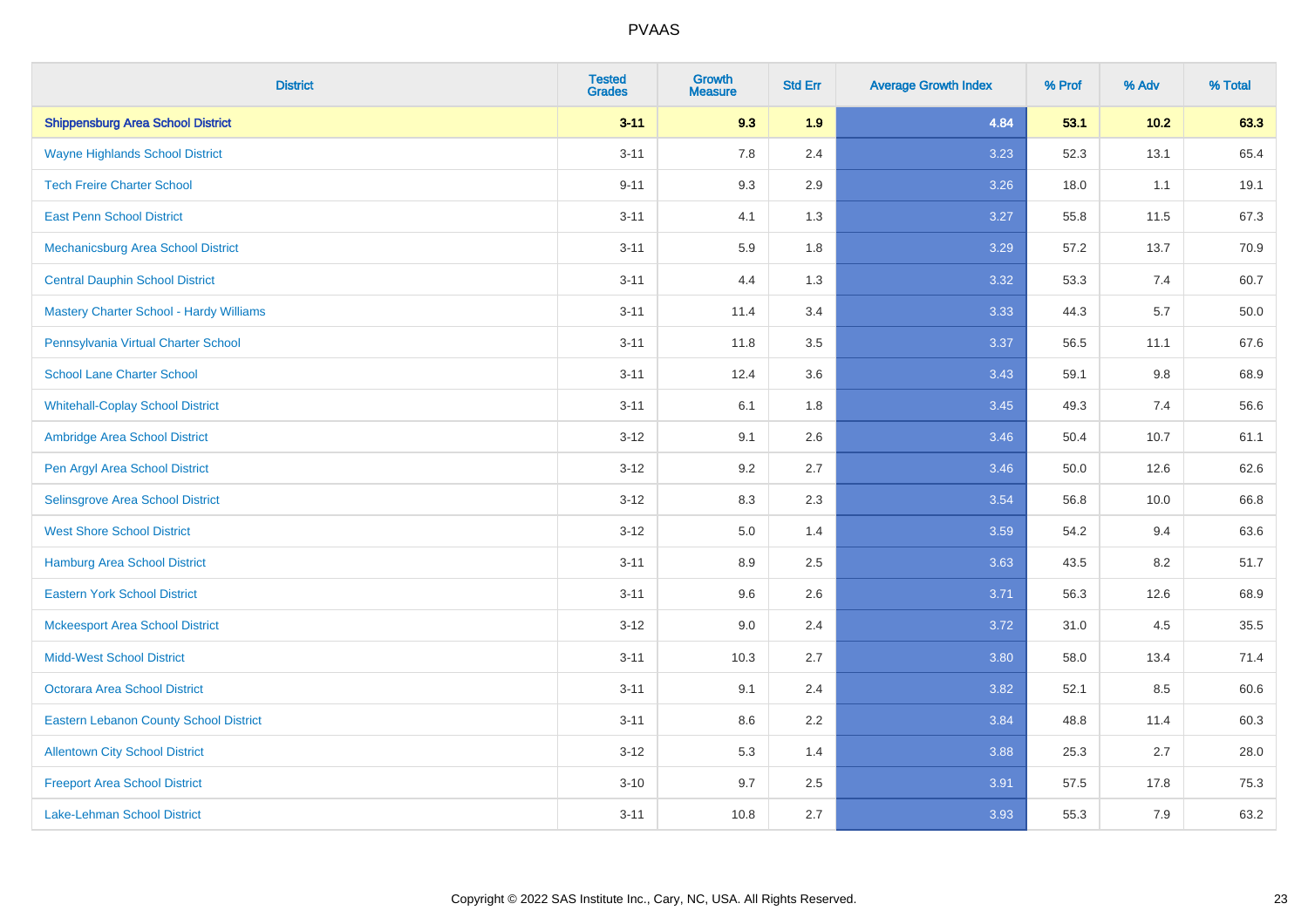| District | Tested Grades | Growth Measure | Std Err | Average Growth Index | % Prof | % Adv | % Total |
|---|---|---|---|---|---|---|---|
| **Shippensburg Area School District** | **3-11** | **9.3** | **1.9** | **4.84** | **53.1** | **10.2** | **63.3** |
| Wayne Highlands School District | 3-11 | 7.8 | 2.4 | 3.23 | 52.3 | 13.1 | 65.4 |
| Tech Freire Charter School | 9-11 | 9.3 | 2.9 | 3.26 | 18.0 | 1.1 | 19.1 |
| East Penn School District | 3-11 | 4.1 | 1.3 | 3.27 | 55.8 | 11.5 | 67.3 |
| Mechanicsburg Area School District | 3-11 | 5.9 | 1.8 | 3.29 | 57.2 | 13.7 | 70.9 |
| Central Dauphin School District | 3-11 | 4.4 | 1.3 | 3.32 | 53.3 | 7.4 | 60.7 |
| Mastery Charter School - Hardy Williams | 3-11 | 11.4 | 3.4 | 3.33 | 44.3 | 5.7 | 50.0 |
| Pennsylvania Virtual Charter School | 3-11 | 11.8 | 3.5 | 3.37 | 56.5 | 11.1 | 67.6 |
| School Lane Charter School | 3-11 | 12.4 | 3.6 | 3.43 | 59.1 | 9.8 | 68.9 |
| Whitehall-Coplay School District | 3-11 | 6.1 | 1.8 | 3.45 | 49.3 | 7.4 | 56.6 |
| Ambridge Area School District | 3-12 | 9.1 | 2.6 | 3.46 | 50.4 | 10.7 | 61.1 |
| Pen Argyl Area School District | 3-12 | 9.2 | 2.7 | 3.46 | 50.0 | 12.6 | 62.6 |
| Selinsgrove Area School District | 3-12 | 8.3 | 2.3 | 3.54 | 56.8 | 10.0 | 66.8 |
| West Shore School District | 3-12 | 5.0 | 1.4 | 3.59 | 54.2 | 9.4 | 63.6 |
| Hamburg Area School District | 3-11 | 8.9 | 2.5 | 3.63 | 43.5 | 8.2 | 51.7 |
| Eastern York School District | 3-11 | 9.6 | 2.6 | 3.71 | 56.3 | 12.6 | 68.9 |
| Mckeesport Area School District | 3-12 | 9.0 | 2.4 | 3.72 | 31.0 | 4.5 | 35.5 |
| Midd-West School District | 3-11 | 10.3 | 2.7 | 3.80 | 58.0 | 13.4 | 71.4 |
| Octorara Area School District | 3-11 | 9.1 | 2.4 | 3.82 | 52.1 | 8.5 | 60.6 |
| Eastern Lebanon County School District | 3-11 | 8.6 | 2.2 | 3.84 | 48.8 | 11.4 | 60.3 |
| Allentown City School District | 3-12 | 5.3 | 1.4 | 3.88 | 25.3 | 2.7 | 28.0 |
| Freeport Area School District | 3-10 | 9.7 | 2.5 | 3.91 | 57.5 | 17.8 | 75.3 |
| Lake-Lehman School District | 3-11 | 10.8 | 2.7 | 3.93 | 55.3 | 7.9 | 63.2 |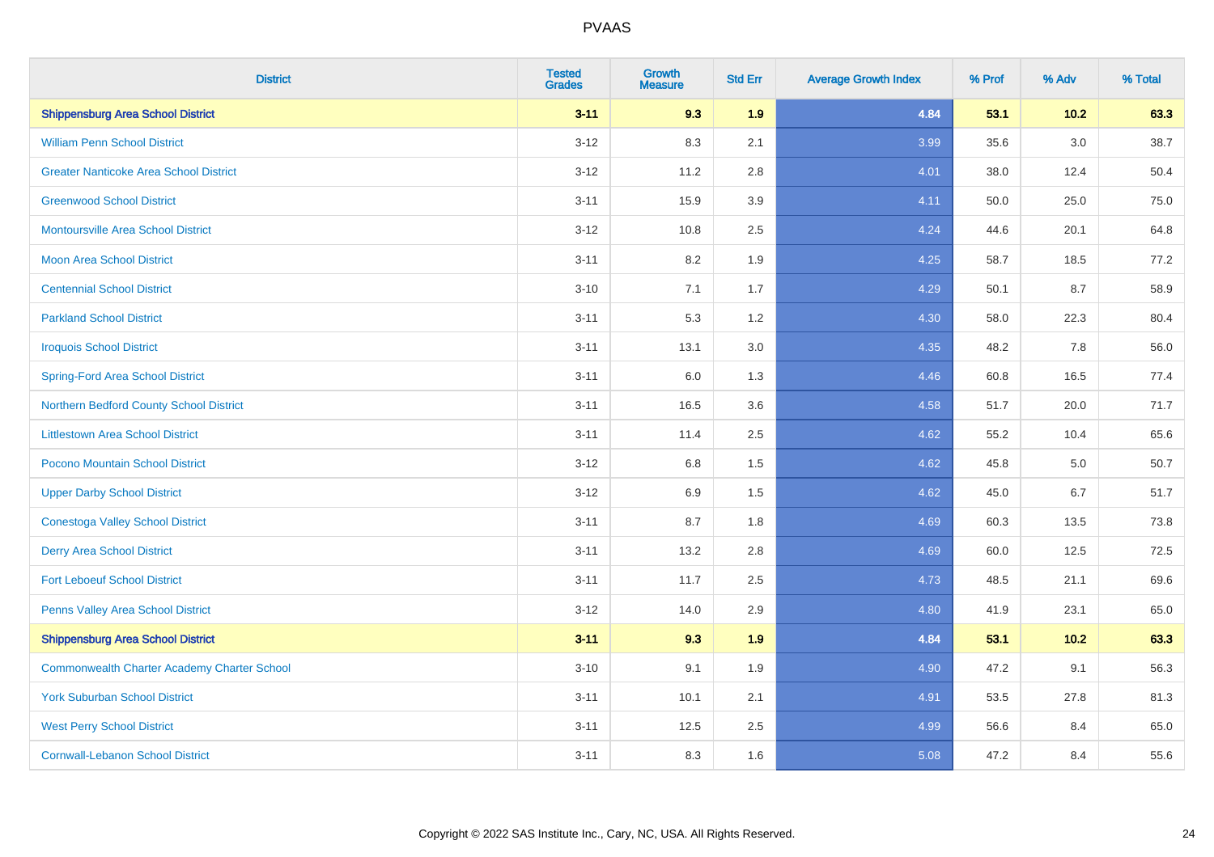| District | Tested Grades | Growth Measure | Std Err | Average Growth Index | % Prof | % Adv | % Total |
|---|---|---|---|---|---|---|---|
| **Shippensburg Area School District** | **3-11** | **9.3** | **1.9** | **4.84** | **53.1** | **10.2** | **63.3** |
| William Penn School District | 3-12 | 8.3 | 2.1 | 3.99 | 35.6 | 3.0 | 38.7 |
| Greater Nanticoke Area School District | 3-12 | 11.2 | 2.8 | 4.01 | 38.0 | 12.4 | 50.4 |
| Greenwood School District | 3-11 | 15.9 | 3.9 | 4.11 | 50.0 | 25.0 | 75.0 |
| Montoursville Area School District | 3-12 | 10.8 | 2.5 | 4.24 | 44.6 | 20.1 | 64.8 |
| Moon Area School District | 3-11 | 8.2 | 1.9 | 4.25 | 58.7 | 18.5 | 77.2 |
| Centennial School District | 3-10 | 7.1 | 1.7 | 4.29 | 50.1 | 8.7 | 58.9 |
| Parkland School District | 3-11 | 5.3 | 1.2 | 4.30 | 58.0 | 22.3 | 80.4 |
| Iroquois School District | 3-11 | 13.1 | 3.0 | 4.35 | 48.2 | 7.8 | 56.0 |
| Spring-Ford Area School District | 3-11 | 6.0 | 1.3 | 4.46 | 60.8 | 16.5 | 77.4 |
| Northern Bedford County School District | 3-11 | 16.5 | 3.6 | 4.58 | 51.7 | 20.0 | 71.7 |
| Littlestown Area School District | 3-11 | 11.4 | 2.5 | 4.62 | 55.2 | 10.4 | 65.6 |
| Pocono Mountain School District | 3-12 | 6.8 | 1.5 | 4.62 | 45.8 | 5.0 | 50.7 |
| Upper Darby School District | 3-12 | 6.9 | 1.5 | 4.62 | 45.0 | 6.7 | 51.7 |
| Conestoga Valley School District | 3-11 | 8.7 | 1.8 | 4.69 | 60.3 | 13.5 | 73.8 |
| Derry Area School District | 3-11 | 13.2 | 2.8 | 4.69 | 60.0 | 12.5 | 72.5 |
| Fort Leboeuf School District | 3-11 | 11.7 | 2.5 | 4.73 | 48.5 | 21.1 | 69.6 |
| Penns Valley Area School District | 3-12 | 14.0 | 2.9 | 4.80 | 41.9 | 23.1 | 65.0 |
| **Shippensburg Area School District** | **3-11** | **9.3** | **1.9** | **4.84** | **53.1** | **10.2** | **63.3** |
| Commonwealth Charter Academy Charter School | 3-10 | 9.1 | 1.9 | 4.90 | 47.2 | 9.1 | 56.3 |
| York Suburban School District | 3-11 | 10.1 | 2.1 | 4.91 | 53.5 | 27.8 | 81.3 |
| West Perry School District | 3-11 | 12.5 | 2.5 | 4.99 | 56.6 | 8.4 | 65.0 |
| Cornwall-Lebanon School District | 3-11 | 8.3 | 1.6 | 5.08 | 47.2 | 8.4 | 55.6 |

Copyright © 2022 SAS Institute Inc., Cary, NC, USA. All Rights Reserved.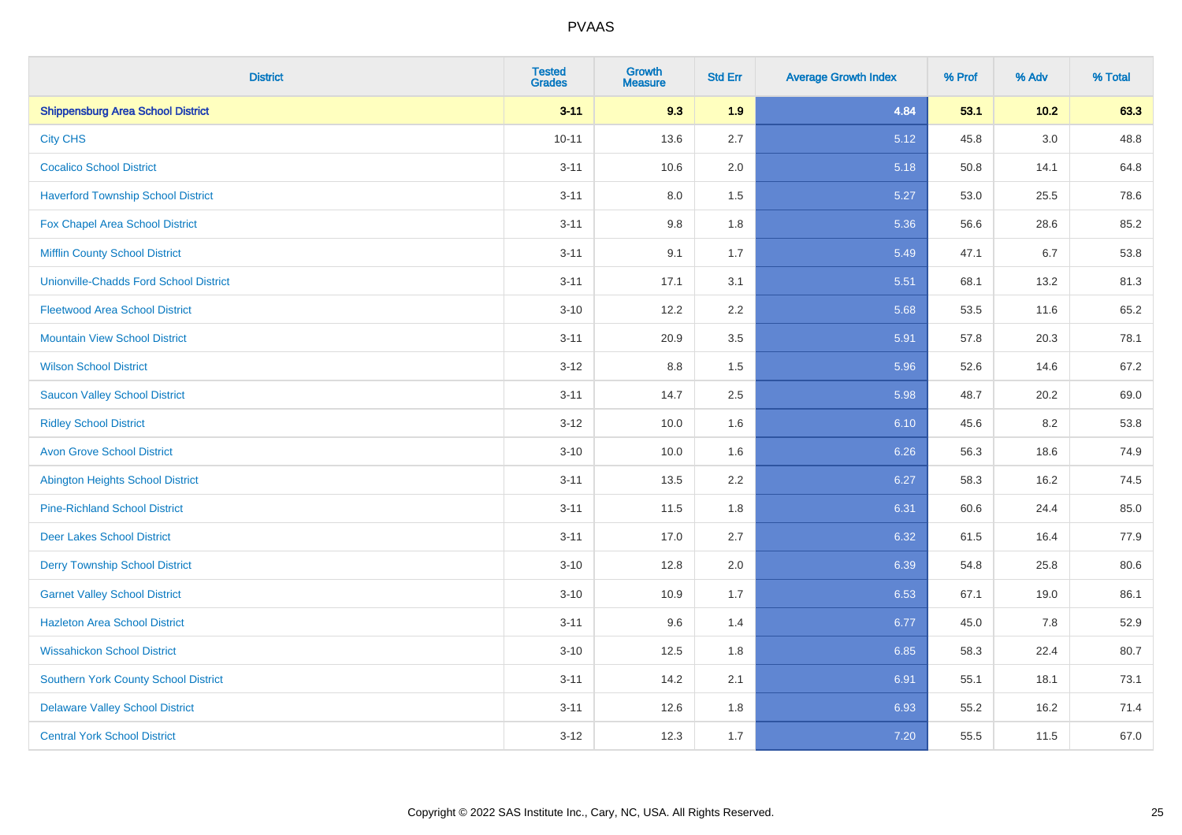| District | Tested Grades | Growth Measure | Std Err | Average Growth Index | % Prof | % Adv | % Total |
|---|---|---|---|---|---|---|---|
| **Shippensburg Area School District** | **3-11** | **9.3** | **1.9** | **4.84** | **53.1** | **10.2** | **63.3** |
| City CHS | 10-11 | 13.6 | 2.7 | 5.12 | 45.8 | 3.0 | 48.8 |
| Cocalico School District | 3-11 | 10.6 | 2.0 | 5.18 | 50.8 | 14.1 | 64.8 |
| Haverford Township School District | 3-11 | 8.0 | 1.5 | 5.27 | 53.0 | 25.5 | 78.6 |
| Fox Chapel Area School District | 3-11 | 9.8 | 1.8 | 5.36 | 56.6 | 28.6 | 85.2 |
| Mifflin County School District | 3-11 | 9.1 | 1.7 | 5.49 | 47.1 | 6.7 | 53.8 |
| Unionville-Chadds Ford School District | 3-11 | 17.1 | 3.1 | 5.51 | 68.1 | 13.2 | 81.3 |
| Fleetwood Area School District | 3-10 | 12.2 | 2.2 | 5.68 | 53.5 | 11.6 | 65.2 |
| Mountain View School District | 3-11 | 20.9 | 3.5 | 5.91 | 57.8 | 20.3 | 78.1 |
| Wilson School District | 3-12 | 8.8 | 1.5 | 5.96 | 52.6 | 14.6 | 67.2 |
| Saucon Valley School District | 3-11 | 14.7 | 2.5 | 5.98 | 48.7 | 20.2 | 69.0 |
| Ridley School District | 3-12 | 10.0 | 1.6 | 6.10 | 45.6 | 8.2 | 53.8 |
| Avon Grove School District | 3-10 | 10.0 | 1.6 | 6.26 | 56.3 | 18.6 | 74.9 |
| Abington Heights School District | 3-11 | 13.5 | 2.2 | 6.27 | 58.3 | 16.2 | 74.5 |
| Pine-Richland School District | 3-11 | 11.5 | 1.8 | 6.31 | 60.6 | 24.4 | 85.0 |
| Deer Lakes School District | 3-11 | 17.0 | 2.7 | 6.32 | 61.5 | 16.4 | 77.9 |
| Derry Township School District | 3-10 | 12.8 | 2.0 | 6.39 | 54.8 | 25.8 | 80.6 |
| Garnet Valley School District | 3-10 | 10.9 | 1.7 | 6.53 | 67.1 | 19.0 | 86.1 |
| Hazleton Area School District | 3-11 | 9.6 | 1.4 | 6.77 | 45.0 | 7.8 | 52.9 |
| Wissahickon School District | 3-10 | 12.5 | 1.8 | 6.85 | 58.3 | 22.4 | 80.7 |
| Southern York County School District | 3-11 | 14.2 | 2.1 | 6.91 | 55.1 | 18.1 | 73.1 |
| Delaware Valley School District | 3-11 | 12.6 | 1.8 | 6.93 | 55.2 | 16.2 | 71.4 |
| Central York School District | 3-12 | 12.3 | 1.7 | 7.20 | 55.5 | 11.5 | 67.0 |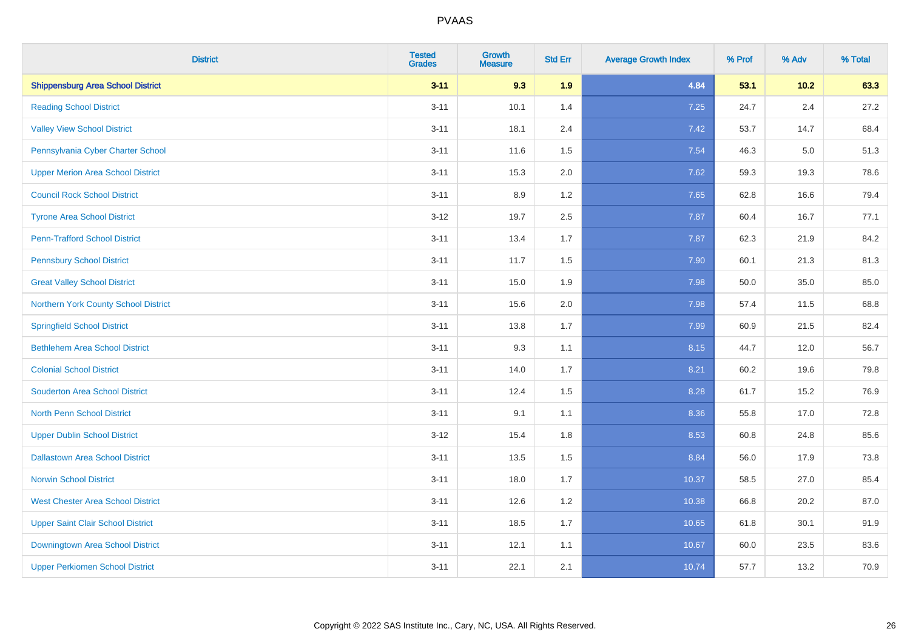# PVAAS

| District | Tested Grades | Growth Measure | Std Err | Average Growth Index | % Prof | % Adv | % Total |
|---|---|---|---|---|---|---|---|
| **Shippensburg Area School District** | **3-11** | **9.3** | **1.9** | **4.84** | **53.1** | **10.2** | **63.3** |
| Reading School District | 3-11 | 10.1 | 1.4 | 7.25 | 24.7 | 2.4 | 27.2 |
| Valley View School District | 3-11 | 18.1 | 2.4 | 7.42 | 53.7 | 14.7 | 68.4 |
| Pennsylvania Cyber Charter School | 3-11 | 11.6 | 1.5 | 7.54 | 46.3 | 5.0 | 51.3 |
| Upper Merion Area School District | 3-11 | 15.3 | 2.0 | 7.62 | 59.3 | 19.3 | 78.6 |
| Council Rock School District | 3-11 | 8.9 | 1.2 | 7.65 | 62.8 | 16.6 | 79.4 |
| Tyrone Area School District | 3-12 | 19.7 | 2.5 | 7.87 | 60.4 | 16.7 | 77.1 |
| Penn-Trafford School District | 3-11 | 13.4 | 1.7 | 7.87 | 62.3 | 21.9 | 84.2 |
| Pennsbury School District | 3-11 | 11.7 | 1.5 | 7.90 | 60.1 | 21.3 | 81.3 |
| Great Valley School District | 3-11 | 15.0 | 1.9 | 7.98 | 50.0 | 35.0 | 85.0 |
| Northern York County School District | 3-11 | 15.6 | 2.0 | 7.98 | 57.4 | 11.5 | 68.8 |
| Springfield School District | 3-11 | 13.8 | 1.7 | 7.99 | 60.9 | 21.5 | 82.4 |
| Bethlehem Area School District | 3-11 | 9.3 | 1.1 | 8.15 | 44.7 | 12.0 | 56.7 |
| Colonial School District | 3-11 | 14.0 | 1.7 | 8.21 | 60.2 | 19.6 | 79.8 |
| Souderton Area School District | 3-11 | 12.4 | 1.5 | 8.28 | 61.7 | 15.2 | 76.9 |
| North Penn School District | 3-11 | 9.1 | 1.1 | 8.36 | 55.8 | 17.0 | 72.8 |
| Upper Dublin School District | 3-12 | 15.4 | 1.8 | 8.53 | 60.8 | 24.8 | 85.6 |
| Dallastown Area School District | 3-11 | 13.5 | 1.5 | 8.84 | 56.0 | 17.9 | 73.8 |
| Norwin School District | 3-11 | 18.0 | 1.7 | 10.37 | 58.5 | 27.0 | 85.4 |
| West Chester Area School District | 3-11 | 12.6 | 1.2 | 10.38 | 66.8 | 20.2 | 87.0 |
| Upper Saint Clair School District | 3-11 | 18.5 | 1.7 | 10.65 | 61.8 | 30.1 | 91.9 |
| Downingtown Area School District | 3-11 | 12.1 | 1.1 | 10.67 | 60.0 | 23.5 | 83.6 |
| Upper Perkiomen School District | 3-11 | 22.1 | 2.1 | 10.74 | 57.7 | 13.2 | 70.9 |

Copyright © 2022 SAS Institute Inc., Cary, NC, USA. All Rights Reserved.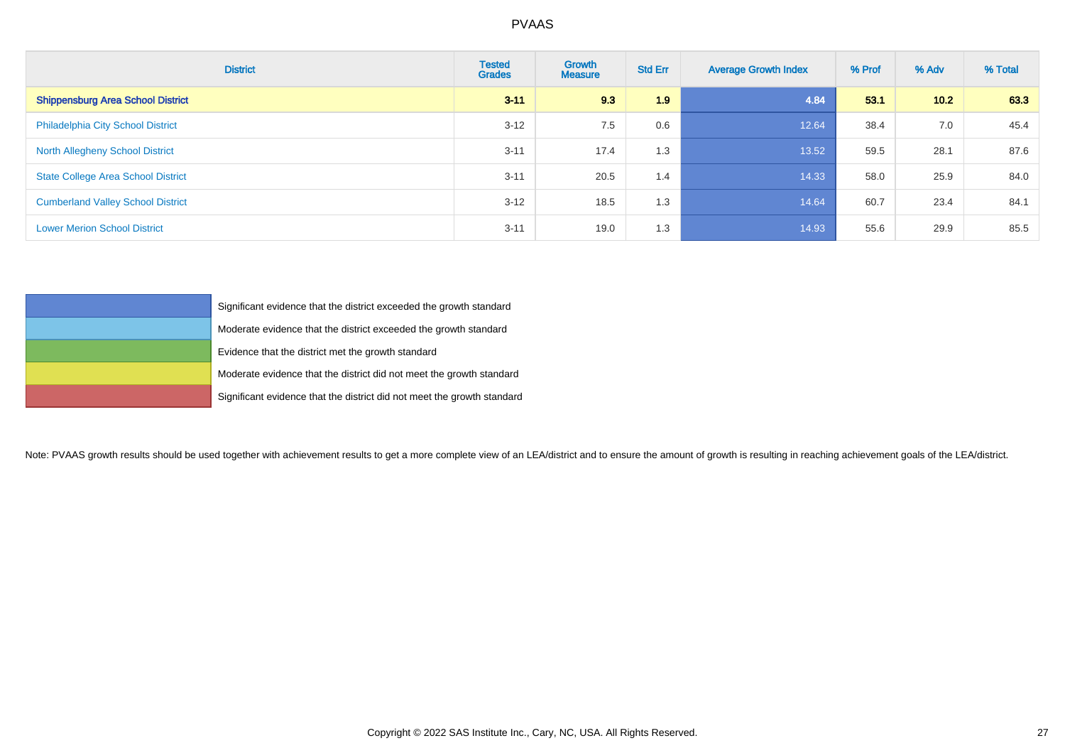# PVAAS

| District | Tested Grades | Growth Measure | Std Err | Average Growth Index | % Prof | % Adv | % Total |
|---|---|---|---|---|---|---|---|
| **Shippensburg Area School District** | **3-11** | **9.3** | **1.9** | **4.84** | **53.1** | **10.2** | **63.3** |
| Philadelphia City School District | 3-12 | 7.5 | 0.6 | 12.64 | 38.4 | 7.0 | 45.4 |
| North Allegheny School District | 3-11 | 17.4 | 1.3 | 13.52 | 59.5 | 28.1 | 87.6 |
| State College Area School District | 3-11 | 20.5 | 1.4 | 14.33 | 58.0 | 25.9 | 84.0 |
| Cumberland Valley School District | 3-12 | 18.5 | 1.3 | 14.64 | 60.7 | 23.4 | 84.1 |
| Lower Merion School District | 3-11 | 19.0 | 1.3 | 14.93 | 55.6 | 29.9 | 85.5 |

Significant evidence that the district exceeded the growth standard

Moderate evidence that the district exceeded the growth standard

Evidence that the district met the growth standard

Moderate evidence that the district did not meet the growth standard

Significant evidence that the district did not meet the growth standard

Note: PVAAS growth results should be used together with achievement results to get a more complete view of an LEA/district and to ensure the amount of growth is resulting in reaching achievement goals of the LEA/district.

Copyright © 2022 SAS Institute Inc., Cary, NC, USA. All Rights Reserved.